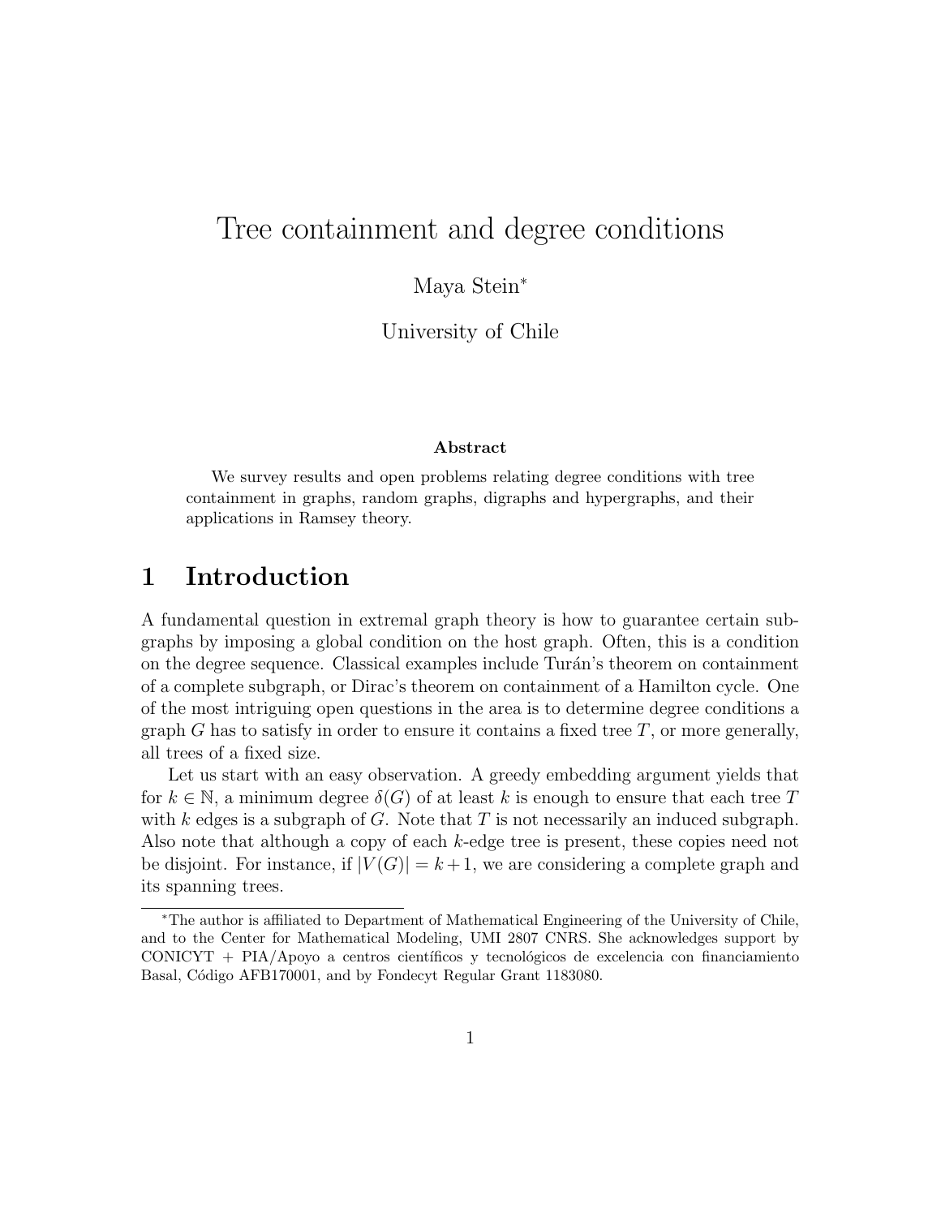# Tree containment and degree conditions

Maya Stein*

University of Chile

**Abstract**

We survey results and open problems relating degree conditions with tree containment in graphs, random graphs, digraphs and hypergraphs, and their applications in Ramsey theory.

## 1 Introduction

A fundamental question in extremal graph theory is how to guarantee certain subgraphs by imposing a global condition on the host graph. Often, this is a condition on the degree sequence. Classical examples include Turán's theorem on containment of a complete subgraph, or Dirac's theorem on containment of a Hamilton cycle. One of the most intriguing open questions in the area is to determine degree conditions a graph $G$ has to satisfy in order to ensure it contains a fixed tree $T$, or more generally, all trees of a fixed size.

Let us start with an easy observation. A greedy embedding argument yields that for $k \in \mathbb{N}$, a minimum degree $\delta(G)$ of at least $k$ is enough to ensure that each tree $T$ with $k$ edges is a subgraph of $G$. Note that $T$ is not necessarily an induced subgraph. Also note that although a copy of each $k$-edge tree is present, these copies need not be disjoint. For instance, if $|V(G)| = k+1$, we are considering a complete graph and its spanning trees.

*The author is affiliated to Department of Mathematical Engineering of the University of Chile, and to the Center for Mathematical Modeling, UMI 2807 CNRS. She acknowledges support by CONICYT + PIA/Apoyo a centros científicos y tecnológicos de excelencia con financiamiento Basal, Código AFB170001, and by Fondecyt Regular Grant 1183080.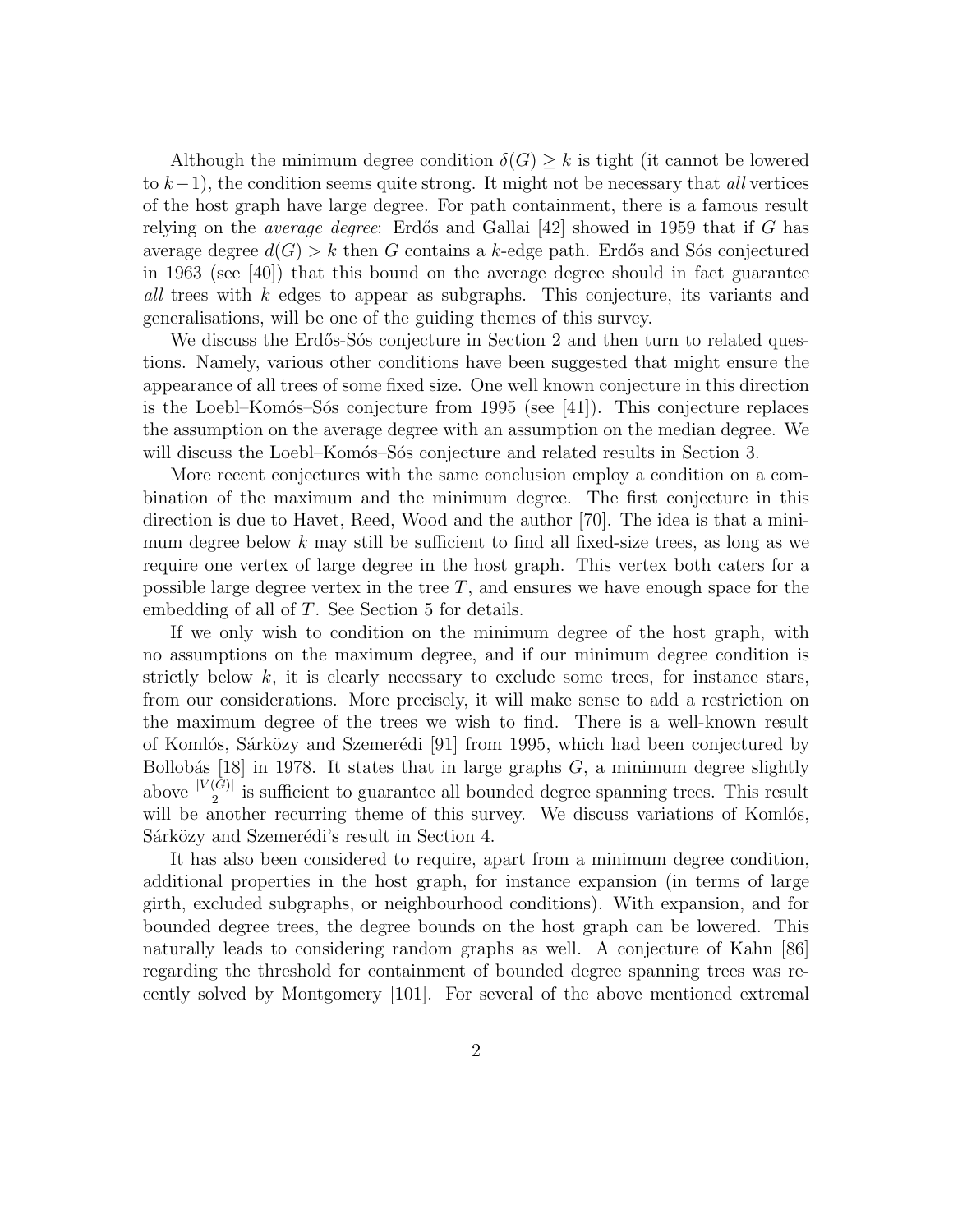Although the minimum degree condition $\delta(G) \geq k$ is tight (it cannot be lowered to $k-1$), the condition seems quite strong. It might not be necessary that *all* vertices of the host graph have large degree. For path containment, there is a famous result relying on the *average degree*: Erdős and Gallai [42] showed in 1959 that if $G$ has average degree $d(G) > k$ then $G$ contains a $k$-edge path. Erdős and Sós conjectured in 1963 (see [40]) that this bound on the average degree should in fact guarantee *all* trees with $k$ edges to appear as subgraphs. This conjecture, its variants and generalisations, will be one of the guiding themes of this survey.

We discuss the Erdős-Sós conjecture in Section 2 and then turn to related questions. Namely, various other conditions have been suggested that might ensure the appearance of all trees of some fixed size. One well known conjecture in this direction is the Loebl–Komós–Sós conjecture from 1995 (see [41]). This conjecture replaces the assumption on the average degree with an assumption on the median degree. We will discuss the Loebl–Komós–Sós conjecture and related results in Section 3.

More recent conjectures with the same conclusion employ a condition on a combination of the maximum and the minimum degree. The first conjecture in this direction is due to Havet, Reed, Wood and the author [70]. The idea is that a minimum degree below $k$ may still be sufficient to find all fixed-size trees, as long as we require one vertex of large degree in the host graph. This vertex both caters for a possible large degree vertex in the tree $T$, and ensures we have enough space for the embedding of all of $T$. See Section 5 for details.

If we only wish to condition on the minimum degree of the host graph, with no assumptions on the maximum degree, and if our minimum degree condition is strictly below $k$, it is clearly necessary to exclude some trees, for instance stars, from our considerations. More precisely, it will make sense to add a restriction on the maximum degree of the trees we wish to find. There is a well-known result of Komlós, Sárközy and Szemerédi [91] from 1995, which had been conjectured by Bollobás [18] in 1978. It states that in large graphs $G$, a minimum degree slightly above $\frac{|V(G)|}{2}$ is sufficient to guarantee all bounded degree spanning trees. This result will be another recurring theme of this survey. We discuss variations of Komlós, Sárközy and Szemerédi's result in Section 4.

It has also been considered to require, apart from a minimum degree condition, additional properties in the host graph, for instance expansion (in terms of large girth, excluded subgraphs, or neighbourhood conditions). With expansion, and for bounded degree trees, the degree bounds on the host graph can be lowered. This naturally leads to considering random graphs as well. A conjecture of Kahn [86] regarding the threshold for containment of bounded degree spanning trees was recently solved by Montgomery [101]. For several of the above mentioned extremal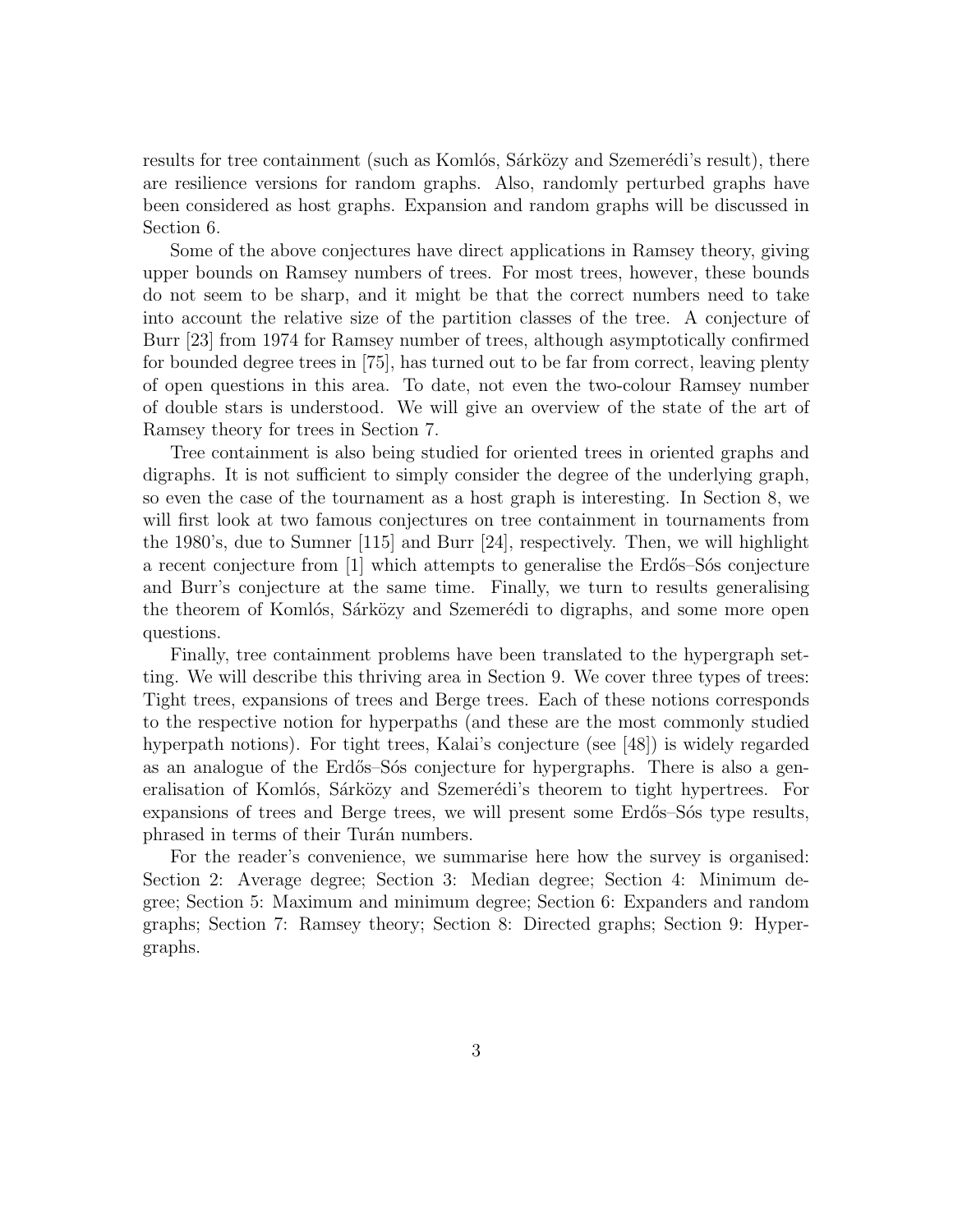results for tree containment (such as Komlós, Sárközy and Szemerédi's result), there are resilience versions for random graphs. Also, randomly perturbed graphs have been considered as host graphs. Expansion and random graphs will be discussed in Section 6.

Some of the above conjectures have direct applications in Ramsey theory, giving upper bounds on Ramsey numbers of trees. For most trees, however, these bounds do not seem to be sharp, and it might be that the correct numbers need to take into account the relative size of the partition classes of the tree. A conjecture of Burr [23] from 1974 for Ramsey number of trees, although asymptotically confirmed for bounded degree trees in [75], has turned out to be far from correct, leaving plenty of open questions in this area. To date, not even the two-colour Ramsey number of double stars is understood. We will give an overview of the state of the art of Ramsey theory for trees in Section 7.

Tree containment is also being studied for oriented trees in oriented graphs and digraphs. It is not sufficient to simply consider the degree of the underlying graph, so even the case of the tournament as a host graph is interesting. In Section 8, we will first look at two famous conjectures on tree containment in tournaments from the 1980's, due to Sumner [115] and Burr [24], respectively. Then, we will highlight a recent conjecture from [1] which attempts to generalise the Erdős–Sós conjecture and Burr's conjecture at the same time. Finally, we turn to results generalising the theorem of Komlós, Sárközy and Szemerédi to digraphs, and some more open questions.

Finally, tree containment problems have been translated to the hypergraph setting. We will describe this thriving area in Section 9. We cover three types of trees: Tight trees, expansions of trees and Berge trees. Each of these notions corresponds to the respective notion for hyperpaths (and these are the most commonly studied hyperpath notions). For tight trees, Kalai's conjecture (see [48]) is widely regarded as an analogue of the Erdős–Sós conjecture for hypergraphs. There is also a generalisation of Komlós, Sárközy and Szemerédi's theorem to tight hypertrees. For expansions of trees and Berge trees, we will present some Erdős–Sós type results, phrased in terms of their Turán numbers.

For the reader's convenience, we summarise here how the survey is organised: Section 2: Average degree; Section 3: Median degree; Section 4: Minimum degree; Section 5: Maximum and minimum degree; Section 6: Expanders and random graphs; Section 7: Ramsey theory; Section 8: Directed graphs; Section 9: Hypergraphs.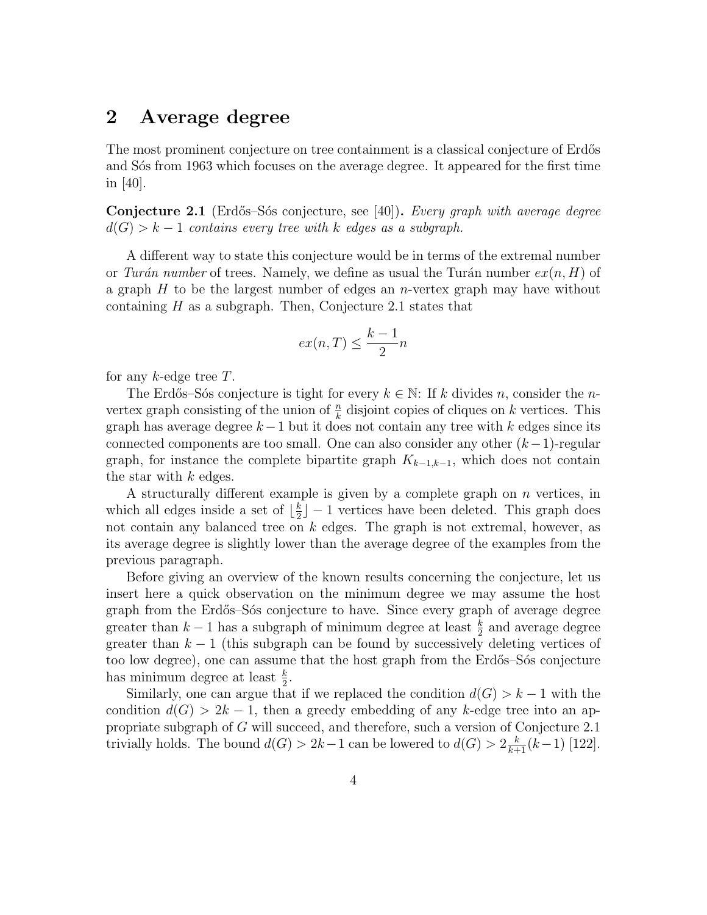## 2 Average degree

The most prominent conjecture on tree containment is a classical conjecture of Erdős and Sós from 1963 which focuses on the average degree. It appeared for the first time in [40].

**Conjecture 2.1** (Erdős–Sós conjecture, see [40])**.** *Every graph with average degree $d(G) > k-1$ contains every tree with $k$ edges as a subgraph.*

A different way to state this conjecture would be in terms of the extremal number or *Turán number* of trees. Namely, we define as usual the Turán number $ex(n, H)$ of a graph $H$ to be the largest number of edges an $n$-vertex graph may have without containing $H$ as a subgraph. Then, Conjecture 2.1 states that

$$ex(n, T) \leq \frac{k-1}{2} n$$

for any $k$-edge tree $T$.

The Erdős–Sós conjecture is tight for every $k \in \mathbb{N}$: If $k$ divides $n$, consider the $n$-vertex graph consisting of the union of $\frac{n}{k}$ disjoint copies of cliques on $k$ vertices. This graph has average degree $k-1$ but it does not contain any tree with $k$ edges since its connected components are too small. One can also consider any other $(k-1)$-regular graph, for instance the complete bipartite graph $K_{k-1,k-1}$, which does not contain the star with $k$ edges.

A structurally different example is given by a complete graph on $n$ vertices, in which all edges inside a set of $\lfloor \frac{k}{2} \rfloor - 1$ vertices have been deleted. This graph does not contain any balanced tree on $k$ edges. The graph is not extremal, however, as its average degree is slightly lower than the average degree of the examples from the previous paragraph.

Before giving an overview of the known results concerning the conjecture, let us insert here a quick observation on the minimum degree we may assume the host graph from the Erdős–Sós conjecture to have. Since every graph of average degree greater than $k-1$ has a subgraph of minimum degree at least $\frac{k}{2}$ and average degree greater than $k-1$ (this subgraph can be found by successively deleting vertices of too low degree), one can assume that the host graph from the Erdős–Sós conjecture has minimum degree at least $\frac{k}{2}$.

Similarly, one can argue that if we replaced the condition $d(G) > k-1$ with the condition $d(G) > 2k-1$, then a greedy embedding of any $k$-edge tree into an appropriate subgraph of $G$ will succeed, and therefore, such a version of Conjecture 2.1 trivially holds. The bound $d(G) > 2k-1$ can be lowered to $d(G) > 2\frac{k}{k+1}(k-1)$ [122].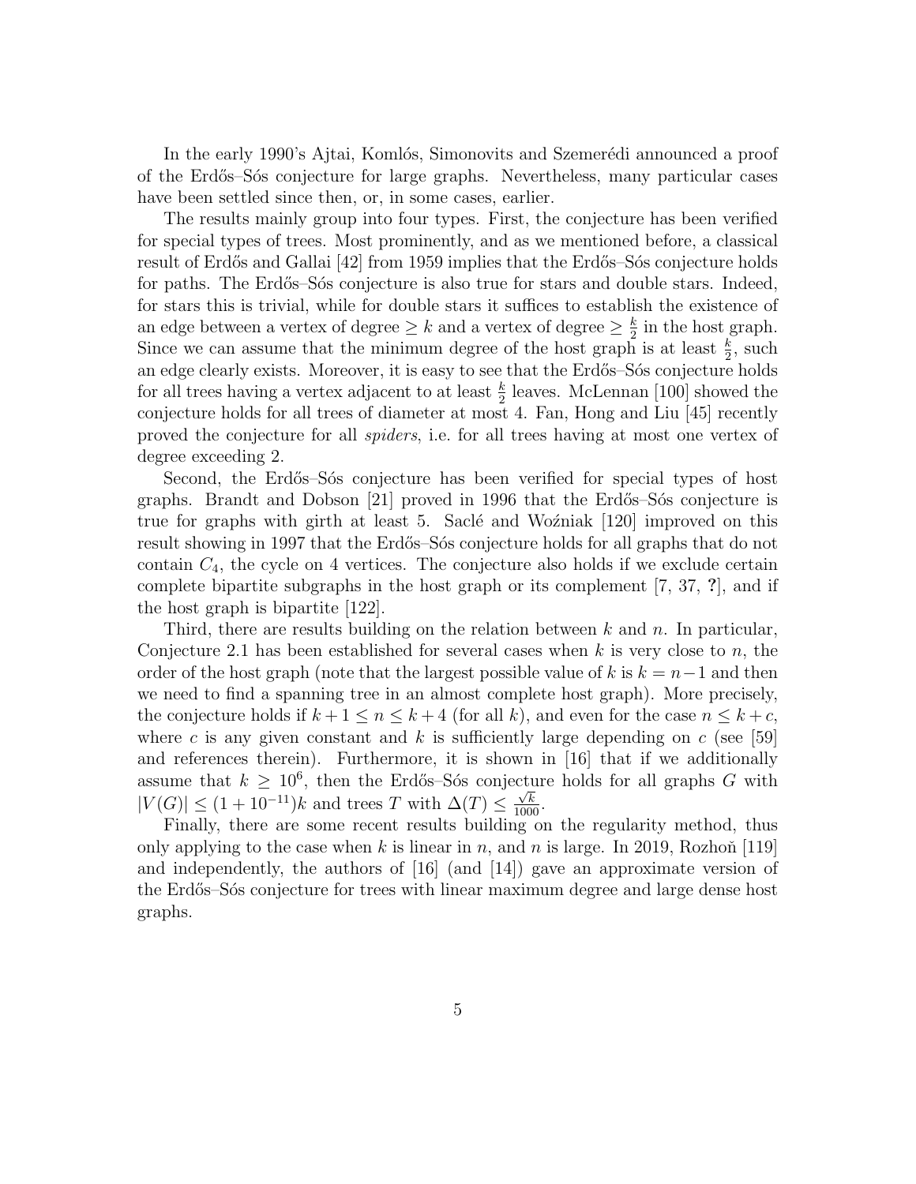In the early 1990's Ajtai, Komlós, Simonovits and Szemerédi announced a proof of the Erdős–Sós conjecture for large graphs. Nevertheless, many particular cases have been settled since then, or, in some cases, earlier.

The results mainly group into four types. First, the conjecture has been verified for special types of trees. Most prominently, and as we mentioned before, a classical result of Erdős and Gallai [42] from 1959 implies that the Erdős–Sós conjecture holds for paths. The Erdős–Sós conjecture is also true for stars and double stars. Indeed, for stars this is trivial, while for double stars it suffices to establish the existence of an edge between a vertex of degree $\geq k$ and a vertex of degree $\geq \frac{k}{2}$ in the host graph. Since we can assume that the minimum degree of the host graph is at least $\frac{k}{2}$, such an edge clearly exists. Moreover, it is easy to see that the Erdős–Sós conjecture holds for all trees having a vertex adjacent to at least $\frac{k}{2}$ leaves. McLennan [100] showed the conjecture holds for all trees of diameter at most 4. Fan, Hong and Liu [45] recently proved the conjecture for all *spiders*, i.e. for all trees having at most one vertex of degree exceeding 2.

Second, the Erdős–Sós conjecture has been verified for special types of host graphs. Brandt and Dobson [21] proved in 1996 that the Erdős–Sós conjecture is true for graphs with girth at least 5. Saclé and Woźniak [120] improved on this result showing in 1997 that the Erdős–Sós conjecture holds for all graphs that do not contain $C_4$, the cycle on 4 vertices. The conjecture also holds if we exclude certain complete bipartite subgraphs in the host graph or its complement [7, 37, ?], and if the host graph is bipartite [122].

Third, there are results building on the relation between $k$ and $n$. In particular, Conjecture 2.1 has been established for several cases when $k$ is very close to $n$, the order of the host graph (note that the largest possible value of $k$ is $k = n-1$ and then we need to find a spanning tree in an almost complete host graph). More precisely, the conjecture holds if $k+1 \leq n \leq k+4$ (for all $k$), and even for the case $n \leq k+c$, where $c$ is any given constant and $k$ is sufficiently large depending on $c$ (see [59] and references therein). Furthermore, it is shown in [16] that if we additionally assume that $k \geq 10^6$, then the Erdős–Sós conjecture holds for all graphs $G$ with $|V(G)| \leq (1+10^{-11})k$ and trees $T$ with $\Delta(T) \leq \frac{\sqrt{k}}{1000}$.

Finally, there are some recent results building on the regularity method, thus only applying to the case when $k$ is linear in $n$, and $n$ is large. In 2019, Rozhoň [119] and independently, the authors of [16] (and [14]) gave an approximate version of the Erdős–Sós conjecture for trees with linear maximum degree and large dense host graphs.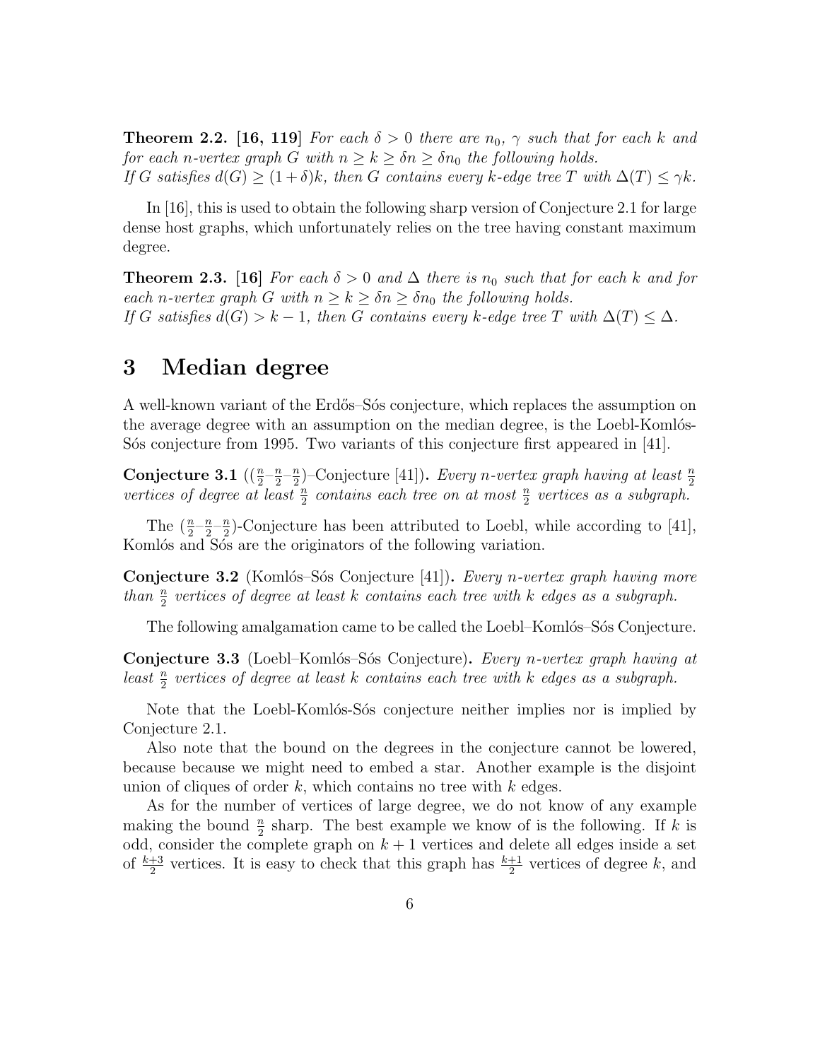**Theorem 2.2. [16, 119]** *For each $\delta > 0$ there are $n_0$, $\gamma$ such that for each $k$ and for each $n$-vertex graph $G$ with $n \geq k \geq \delta n \geq \delta n_0$ the following holds. If $G$ satisfies $d(G) \geq (1+\delta)k$, then $G$ contains every $k$-edge tree $T$ with $\Delta(T) \leq \gamma k$.*

In [16], this is used to obtain the following sharp version of Conjecture 2.1 for large dense host graphs, which unfortunately relies on the tree having constant maximum degree.

**Theorem 2.3. [16]** *For each $\delta > 0$ and $\Delta$ there is $n_0$ such that for each $k$ and for each $n$-vertex graph $G$ with $n \geq k \geq \delta n \geq \delta n_0$ the following holds. If $G$ satisfies $d(G) > k - 1$, then $G$ contains every $k$-edge tree $T$ with $\Delta(T) \leq \Delta$.*

# 3 Median degree

A well-known variant of the Erdős–Sós conjecture, which replaces the assumption on the average degree with an assumption on the median degree, is the Loebl-Komlós-Sós conjecture from 1995. Two variants of this conjecture first appeared in [41].

**Conjecture 3.1** (($\frac{n}{2}$–$\frac{n}{2}$–$\frac{n}{2}$)–Conjecture [41])**.** *Every $n$-vertex graph having at least $\frac{n}{2}$ vertices of degree at least $\frac{n}{2}$ contains each tree on at most $\frac{n}{2}$ vertices as a subgraph.*

The ($\frac{n}{2}$–$\frac{n}{2}$–$\frac{n}{2}$)-Conjecture has been attributed to Loebl, while according to [41], Komlós and Sós are the originators of the following variation.

**Conjecture 3.2** (Komlós–Sós Conjecture [41])**.** *Every $n$-vertex graph having more than $\frac{n}{2}$ vertices of degree at least $k$ contains each tree with $k$ edges as a subgraph.*

The following amalgamation came to be called the Loebl–Komlós–Sós Conjecture.

**Conjecture 3.3** (Loebl–Komlós–Sós Conjecture)**.** *Every $n$-vertex graph having at least $\frac{n}{2}$ vertices of degree at least $k$ contains each tree with $k$ edges as a subgraph.*

Note that the Loebl-Komlós-Sós conjecture neither implies nor is implied by Conjecture 2.1.

Also note that the bound on the degrees in the conjecture cannot be lowered, because because we might need to embed a star. Another example is the disjoint union of cliques of order $k$, which contains no tree with $k$ edges.

As for the number of vertices of large degree, we do not know of any example making the bound $\frac{n}{2}$ sharp. The best example we know of is the following. If $k$ is odd, consider the complete graph on $k+1$ vertices and delete all edges inside a set of $\frac{k+3}{2}$ vertices. It is easy to check that this graph has $\frac{k+1}{2}$ vertices of degree $k$, and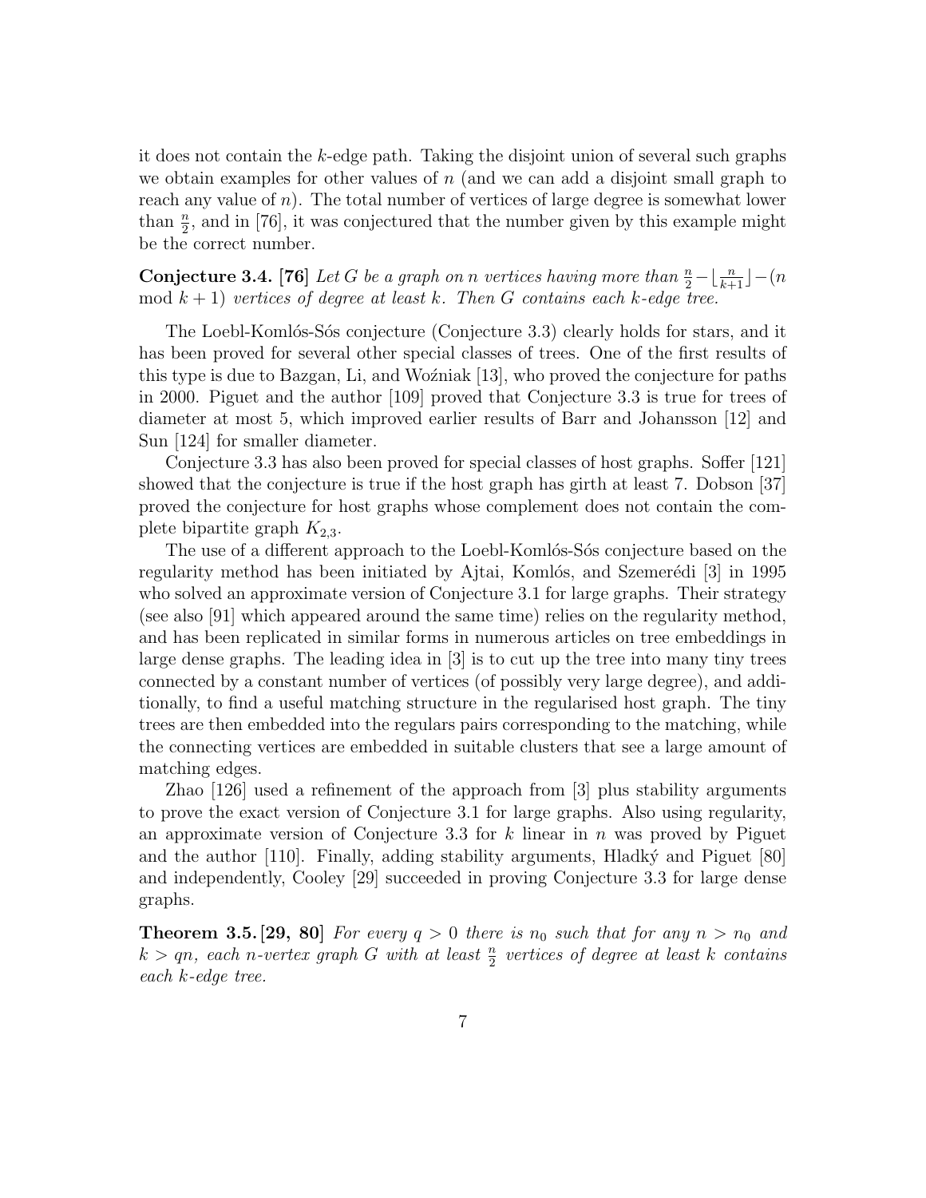it does not contain the $k$-edge path. Taking the disjoint union of several such graphs we obtain examples for other values of $n$ (and we can add a disjoint small graph to reach any value of $n$). The total number of vertices of large degree is somewhat lower than $\frac{n}{2}$, and in [76], it was conjectured that the number given by this example might be the correct number.

**Conjecture 3.4. [76]** *Let $G$ be a graph on $n$ vertices having more than $\frac{n}{2} - \lfloor \frac{n}{k+1} \rfloor - (n \mod k+1)$ vertices of degree at least $k$. Then $G$ contains each $k$-edge tree.*

The Loebl-Komlós-Sós conjecture (Conjecture 3.3) clearly holds for stars, and it has been proved for several other special classes of trees. One of the first results of this type is due to Bazgan, Li, and Woźniak [13], who proved the conjecture for paths in 2000. Piguet and the author [109] proved that Conjecture 3.3 is true for trees of diameter at most 5, which improved earlier results of Barr and Johansson [12] and Sun [124] for smaller diameter.

Conjecture 3.3 has also been proved for special classes of host graphs. Soffer [121] showed that the conjecture is true if the host graph has girth at least 7. Dobson [37] proved the conjecture for host graphs whose complement does not contain the complete bipartite graph $K_{2,3}$.

The use of a different approach to the Loebl-Komlós-Sós conjecture based on the regularity method has been initiated by Ajtai, Komlós, and Szemerédi [3] in 1995 who solved an approximate version of Conjecture 3.1 for large graphs. Their strategy (see also [91] which appeared around the same time) relies on the regularity method, and has been replicated in similar forms in numerous articles on tree embeddings in large dense graphs. The leading idea in [3] is to cut up the tree into many tiny trees connected by a constant number of vertices (of possibly very large degree), and additionally, to find a useful matching structure in the regularised host graph. The tiny trees are then embedded into the regulars pairs corresponding to the matching, while the connecting vertices are embedded in suitable clusters that see a large amount of matching edges.

Zhao [126] used a refinement of the approach from [3] plus stability arguments to prove the exact version of Conjecture 3.1 for large graphs. Also using regularity, an approximate version of Conjecture 3.3 for $k$ linear in $n$ was proved by Piguet and the author [110]. Finally, adding stability arguments, Hladký and Piguet [80] and independently, Cooley [29] succeeded in proving Conjecture 3.3 for large dense graphs.

**Theorem 3.5. [29, 80]** *For every $q > 0$ there is $n_0$ such that for any $n > n_0$ and $k > qn$, each $n$-vertex graph $G$ with at least $\frac{n}{2}$ vertices of degree at least $k$ contains each $k$-edge tree.*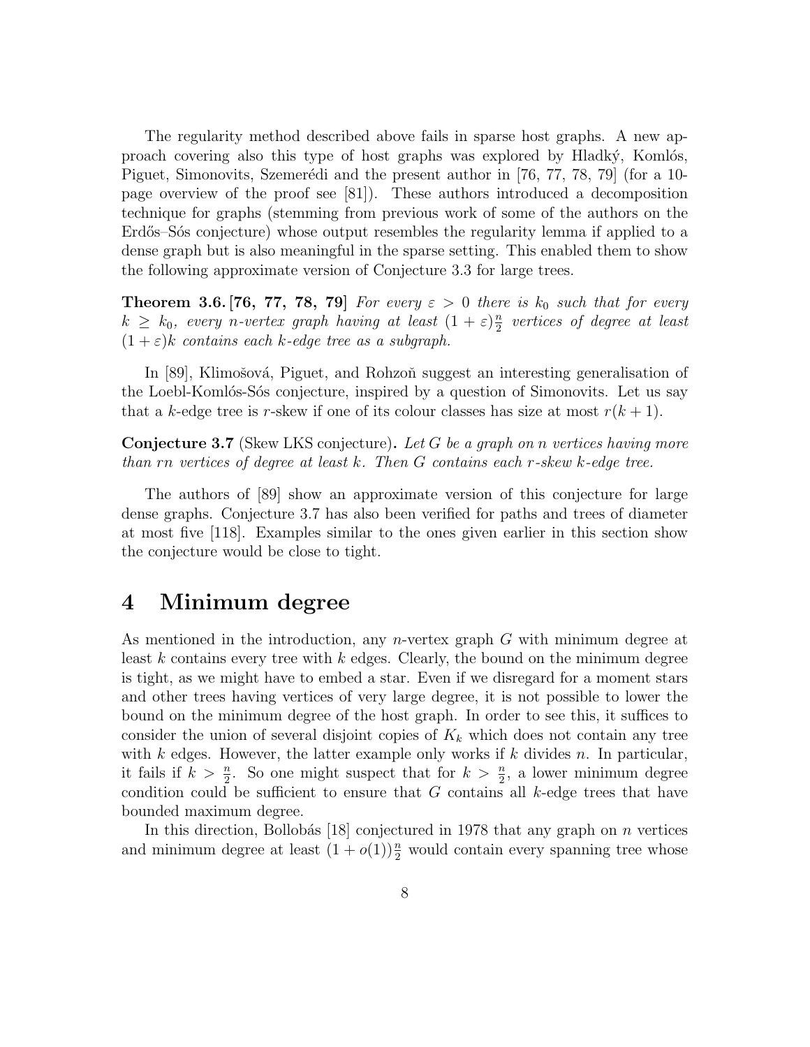The regularity method described above fails in sparse host graphs. A new approach covering also this type of host graphs was explored by Hladký, Komlós, Piguet, Simonovits, Szemerédi and the present author in [76, 77, 78, 79] (for a 10-page overview of the proof see [81]). These authors introduced a decomposition technique for graphs (stemming from previous work of some of the authors on the Erdős–Sós conjecture) whose output resembles the regularity lemma if applied to a dense graph but is also meaningful in the sparse setting. This enabled them to show the following approximate version of Conjecture 3.3 for large trees.

**Theorem 3.6. [76, 77, 78, 79]** *For every $\varepsilon > 0$ there is $k_0$ such that for every $k \geq k_0$, every $n$-vertex graph having at least $(1+\varepsilon)\frac{n}{2}$ vertices of degree at least $(1+\varepsilon)k$ contains each $k$-edge tree as a subgraph.*

In [89], Klimošová, Piguet, and Rohzoň suggest an interesting generalisation of the Loebl-Komlós-Sós conjecture, inspired by a question of Simonovits. Let us say that a $k$-edge tree is $r$-skew if one of its colour classes has size at most $r(k+1)$.

**Conjecture 3.7** (Skew LKS conjecture)**.** *Let $G$ be a graph on $n$ vertices having more than $rn$ vertices of degree at least $k$. Then $G$ contains each $r$-skew $k$-edge tree.*

The authors of [89] show an approximate version of this conjecture for large dense graphs. Conjecture 3.7 has also been verified for paths and trees of diameter at most five [118]. Examples similar to the ones given earlier in this section show the conjecture would be close to tight.

# 4 Minimum degree

As mentioned in the introduction, any $n$-vertex graph $G$ with minimum degree at least $k$ contains every tree with $k$ edges. Clearly, the bound on the minimum degree is tight, as we might have to embed a star. Even if we disregard for a moment stars and other trees having vertices of very large degree, it is not possible to lower the bound on the minimum degree of the host graph. In order to see this, it suffices to consider the union of several disjoint copies of $K_k$ which does not contain any tree with $k$ edges. However, the latter example only works if $k$ divides $n$. In particular, it fails if $k > \frac{n}{2}$. So one might suspect that for $k > \frac{n}{2}$, a lower minimum degree condition could be sufficient to ensure that $G$ contains all $k$-edge trees that have bounded maximum degree.

In this direction, Bollobás [18] conjectured in 1978 that any graph on $n$ vertices and minimum degree at least $(1+o(1))\frac{n}{2}$ would contain every spanning tree whose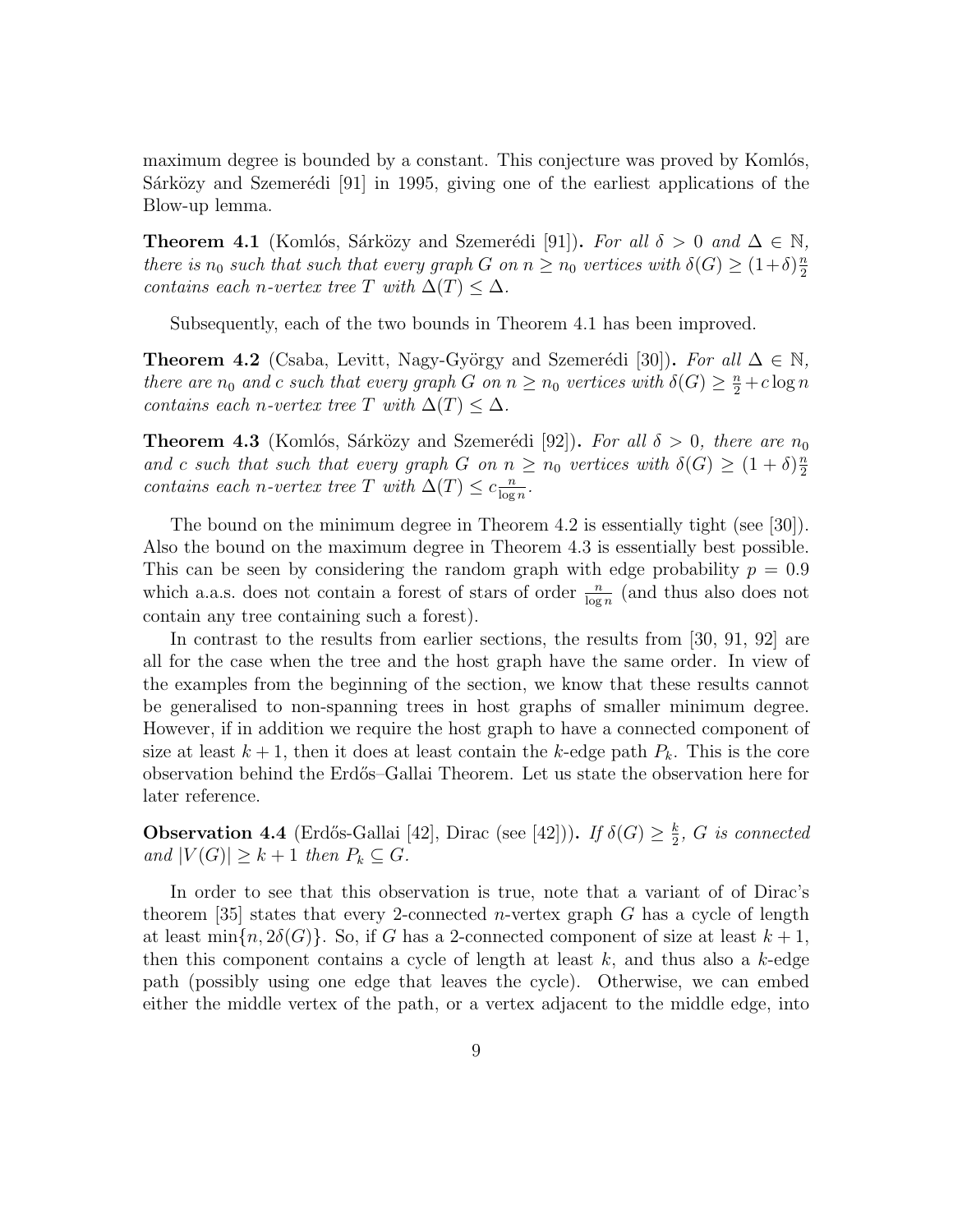maximum degree is bounded by a constant. This conjecture was proved by Komlós, Sárközy and Szemerédi [91] in 1995, giving one of the earliest applications of the Blow-up lemma.

**Theorem 4.1** (Komlós, Sárközy and Szemerédi [91]). *For all $\delta > 0$ and $\Delta \in \mathbb{N}$, there is $n_0$ such that such that every graph $G$ on $n \geq n_0$ vertices with $\delta(G) \geq (1+\delta)\frac{n}{2}$ contains each $n$-vertex tree $T$ with $\Delta(T) \leq \Delta$.*

Subsequently, each of the two bounds in Theorem 4.1 has been improved.

**Theorem 4.2** (Csaba, Levitt, Nagy-György and Szemerédi [30]). *For all $\Delta \in \mathbb{N}$, there are $n_0$ and $c$ such that every graph $G$ on $n \geq n_0$ vertices with $\delta(G) \geq \frac{n}{2} + c \log n$ contains each $n$-vertex tree $T$ with $\Delta(T) \leq \Delta$.*

**Theorem 4.3** (Komlós, Sárközy and Szemerédi [92]). *For all $\delta > 0$, there are $n_0$ and $c$ such that such that every graph $G$ on $n \geq n_0$ vertices with $\delta(G) \geq (1+\delta)\frac{n}{2}$ contains each $n$-vertex tree $T$ with $\Delta(T) \leq c\frac{n}{\log n}$.*

The bound on the minimum degree in Theorem 4.2 is essentially tight (see [30]). Also the bound on the maximum degree in Theorem 4.3 is essentially best possible. This can be seen by considering the random graph with edge probability $p = 0.9$ which a.a.s. does not contain a forest of stars of order $\frac{n}{\log n}$ (and thus also does not contain any tree containing such a forest).

In contrast to the results from earlier sections, the results from [30, 91, 92] are all for the case when the tree and the host graph have the same order. In view of the examples from the beginning of the section, we know that these results cannot be generalised to non-spanning trees in host graphs of smaller minimum degree. However, if in addition we require the host graph to have a connected component of size at least $k + 1$, then it does at least contain the $k$-edge path $P_k$. This is the core observation behind the Erdős–Gallai Theorem. Let us state the observation here for later reference.

**Observation 4.4** (Erdős-Gallai [42], Dirac (see [42])). *If $\delta(G) \geq \frac{k}{2}$, $G$ is connected and $|V(G)| \geq k + 1$ then $P_k \subseteq G$.*

In order to see that this observation is true, note that a variant of of Dirac's theorem [35] states that every 2-connected $n$-vertex graph $G$ has a cycle of length at least $\min\{n, 2\delta(G)\}$. So, if $G$ has a 2-connected component of size at least $k + 1$, then this component contains a cycle of length at least $k$, and thus also a $k$-edge path (possibly using one edge that leaves the cycle). Otherwise, we can embed either the middle vertex of the path, or a vertex adjacent to the middle edge, into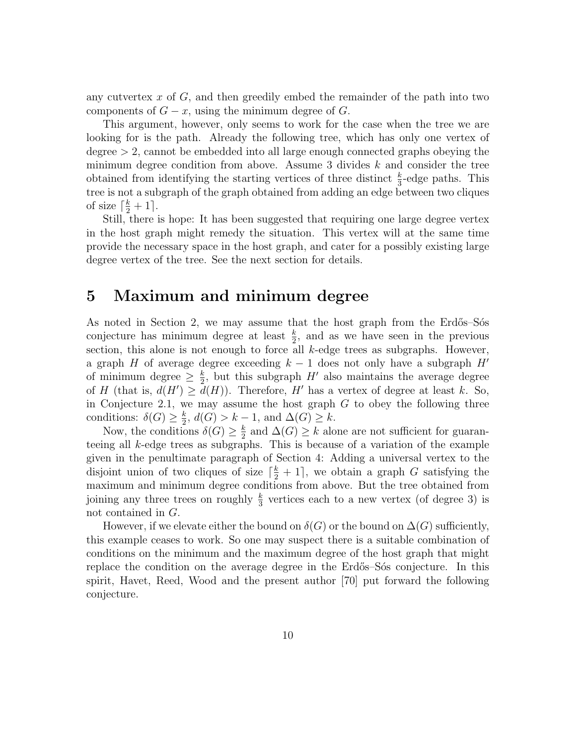any cutvertex $x$ of $G$, and then greedily embed the remainder of the path into two components of $G - x$, using the minimum degree of $G$.

This argument, however, only seems to work for the case when the tree we are looking for is the path. Already the following tree, which has only one vertex of degree $> 2$, cannot be embedded into all large enough connected graphs obeying the minimum degree condition from above. Assume 3 divides $k$ and consider the tree obtained from identifying the starting vertices of three distinct $\frac{k}{3}$-edge paths. This tree is not a subgraph of the graph obtained from adding an edge between two cliques of size $\lceil \frac{k}{2} + 1 \rceil$.

Still, there is hope: It has been suggested that requiring one large degree vertex in the host graph might remedy the situation. This vertex will at the same time provide the necessary space in the host graph, and cater for a possibly existing large degree vertex of the tree. See the next section for details.

# 5 Maximum and minimum degree

As noted in Section 2, we may assume that the host graph from the Erdős–Sós conjecture has minimum degree at least $\frac{k}{2}$, and as we have seen in the previous section, this alone is not enough to force all $k$-edge trees as subgraphs. However, a graph $H$ of average degree exceeding $k - 1$ does not only have a subgraph $H'$ of minimum degree $\geq \frac{k}{2}$, but this subgraph $H'$ also maintains the average degree of $H$ (that is, $d(H') \geq d(H)$). Therefore, $H'$ has a vertex of degree at least $k$. So, in Conjecture 2.1, we may assume the host graph $G$ to obey the following three conditions: $\delta(G) \geq \frac{k}{2}$, $d(G) > k - 1$, and $\Delta(G) \geq k$.

Now, the conditions $\delta(G) \geq \frac{k}{2}$ and $\Delta(G) \geq k$ alone are not sufficient for guaranteeing all $k$-edge trees as subgraphs. This is because of a variation of the example given in the penultimate paragraph of Section 4: Adding a universal vertex to the disjoint union of two cliques of size $\lceil \frac{k}{2} + 1 \rceil$, we obtain a graph $G$ satisfying the maximum and minimum degree conditions from above. But the tree obtained from joining any three trees on roughly $\frac{k}{3}$ vertices each to a new vertex (of degree 3) is not contained in $G$.

However, if we elevate either the bound on $\delta(G)$ or the bound on $\Delta(G)$ sufficiently, this example ceases to work. So one may suspect there is a suitable combination of conditions on the minimum and the maximum degree of the host graph that might replace the condition on the average degree in the Erdős–Sós conjecture. In this spirit, Havet, Reed, Wood and the present author [70] put forward the following conjecture.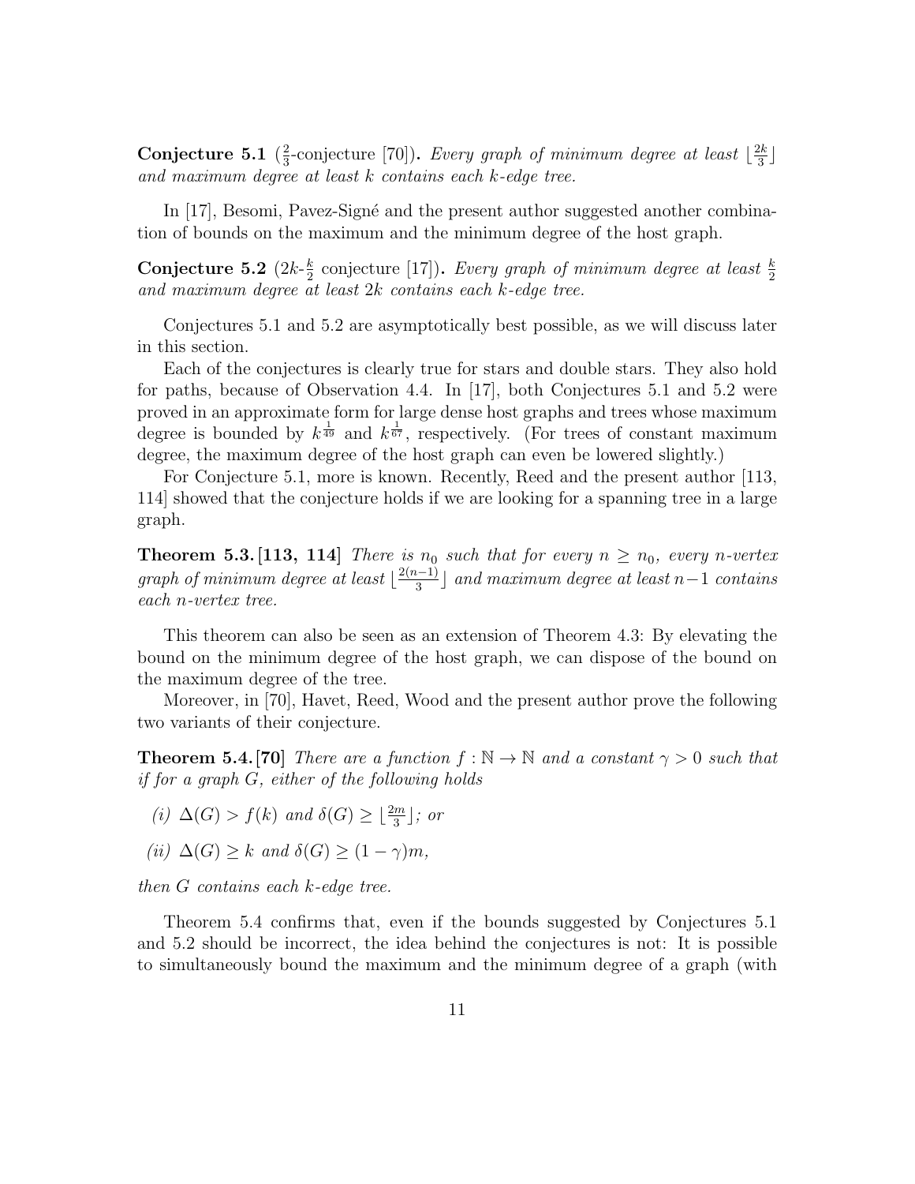**Conjecture 5.1** ($\frac{2}{3}$-conjecture [70])**.** *Every graph of minimum degree at least $\lfloor \frac{2k}{3} \rfloor$ and maximum degree at least $k$ contains each $k$-edge tree.*

In [17], Besomi, Pavez-Signé and the present author suggested another combination of bounds on the maximum and the minimum degree of the host graph.

**Conjecture 5.2** ($2k$-$\frac{k}{2}$ conjecture [17])**.** *Every graph of minimum degree at least $\frac{k}{2}$ and maximum degree at least $2k$ contains each $k$-edge tree.*

Conjectures 5.1 and 5.2 are asymptotically best possible, as we will discuss later in this section.

Each of the conjectures is clearly true for stars and double stars. They also hold for paths, because of Observation 4.4. In [17], both Conjectures 5.1 and 5.2 were proved in an approximate form for large dense host graphs and trees whose maximum degree is bounded by $k^{\frac{1}{49}}$ and $k^{\frac{1}{67}}$, respectively. (For trees of constant maximum degree, the maximum degree of the host graph can even be lowered slightly.)

For Conjecture 5.1, more is known. Recently, Reed and the present author [113, 114] showed that the conjecture holds if we are looking for a spanning tree in a large graph.

**Theorem 5.3. [113, 114]** *There is $n_0$ such that for every $n \geq n_0$, every $n$-vertex graph of minimum degree at least $\lfloor \frac{2(n-1)}{3} \rfloor$ and maximum degree at least $n-1$ contains each $n$-vertex tree.*

This theorem can also be seen as an extension of Theorem 4.3: By elevating the bound on the minimum degree of the host graph, we can dispose of the bound on the maximum degree of the tree.

Moreover, in [70], Havet, Reed, Wood and the present author prove the following two variants of their conjecture.

**Theorem 5.4. [70]** *There are a function $f : \mathbb{N} \to \mathbb{N}$ and a constant $\gamma > 0$ such that if for a graph $G$, either of the following holds*

*(i)* $\Delta(G) > f(k)$ *and* $\delta(G) \geq \lfloor \frac{2m}{3} \rfloor$*; or*

*(ii)* $\Delta(G) \geq k$ *and* $\delta(G) \geq (1 - \gamma)m$*,*

*then $G$ contains each $k$-edge tree.*

Theorem 5.4 confirms that, even if the bounds suggested by Conjectures 5.1 and 5.2 should be incorrect, the idea behind the conjectures is not: It is possible to simultaneously bound the maximum and the minimum degree of a graph (with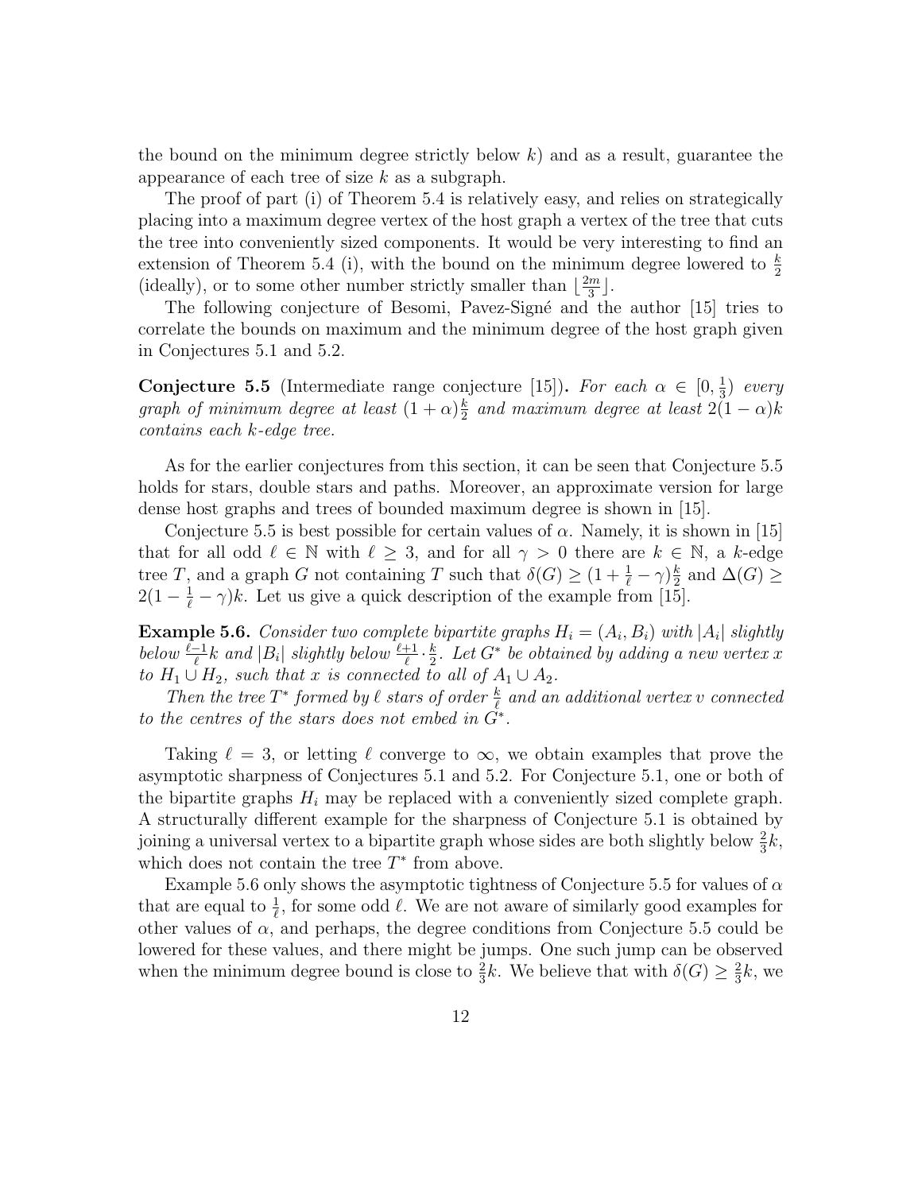the bound on the minimum degree strictly below $k$) and as a result, guarantee the appearance of each tree of size $k$ as a subgraph.

The proof of part (i) of Theorem 5.4 is relatively easy, and relies on strategically placing into a maximum degree vertex of the host graph a vertex of the tree that cuts the tree into conveniently sized components. It would be very interesting to find an extension of Theorem 5.4 (i), with the bound on the minimum degree lowered to $\frac{k}{2}$ (ideally), or to some other number strictly smaller than $\lfloor \frac{2m}{3} \rfloor$.

The following conjecture of Besomi, Pavez-Signé and the author [15] tries to correlate the bounds on maximum and the minimum degree of the host graph given in Conjectures 5.1 and 5.2.

**Conjecture 5.5** (Intermediate range conjecture [15])**.** *For each $\alpha \in [0, \frac{1}{3})$ every graph of minimum degree at least $(1+\alpha)\frac{k}{2}$ and maximum degree at least $2(1-\alpha)k$ contains each $k$-edge tree.*

As for the earlier conjectures from this section, it can be seen that Conjecture 5.5 holds for stars, double stars and paths. Moreover, an approximate version for large dense host graphs and trees of bounded maximum degree is shown in [15].

Conjecture 5.5 is best possible for certain values of $\alpha$. Namely, it is shown in [15] that for all odd $\ell \in \mathbb{N}$ with $\ell \geq 3$, and for all $\gamma > 0$ there are $k \in \mathbb{N}$, a $k$-edge tree $T$, and a graph $G$ not containing $T$ such that $\delta(G) \geq (1 + \frac{1}{\ell} - \gamma)\frac{k}{2}$ and $\Delta(G) \geq 2(1 - \frac{1}{\ell} - \gamma)k$. Let us give a quick description of the example from [15].

**Example 5.6.** *Consider two complete bipartite graphs $H_i = (A_i, B_i)$ with $|A_i|$ slightly below $\frac{\ell-1}{\ell}k$ and $|B_i|$ slightly below $\frac{\ell+1}{\ell} \cdot \frac{k}{2}$. Let $G^*$ be obtained by adding a new vertex $x$ to $H_1 \cup H_2$, such that $x$ is connected to all of $A_1 \cup A_2$.*

*Then the tree $T^*$ formed by $\ell$ stars of order $\frac{k}{\ell}$ and an additional vertex $v$ connected to the centres of the stars does not embed in $G^*$.*

Taking $\ell = 3$, or letting $\ell$ converge to $\infty$, we obtain examples that prove the asymptotic sharpness of Conjectures 5.1 and 5.2. For Conjecture 5.1, one or both of the bipartite graphs $H_i$ may be replaced with a conveniently sized complete graph. A structurally different example for the sharpness of Conjecture 5.1 is obtained by joining a universal vertex to a bipartite graph whose sides are both slightly below $\frac{2}{3}k$, which does not contain the tree $T^*$ from above.

Example 5.6 only shows the asymptotic tightness of Conjecture 5.5 for values of $\alpha$ that are equal to $\frac{1}{\ell}$, for some odd $\ell$. We are not aware of similarly good examples for other values of $\alpha$, and perhaps, the degree conditions from Conjecture 5.5 could be lowered for these values, and there might be jumps. One such jump can be observed when the minimum degree bound is close to $\frac{2}{3}k$. We believe that with $\delta(G) \geq \frac{2}{3}k$, we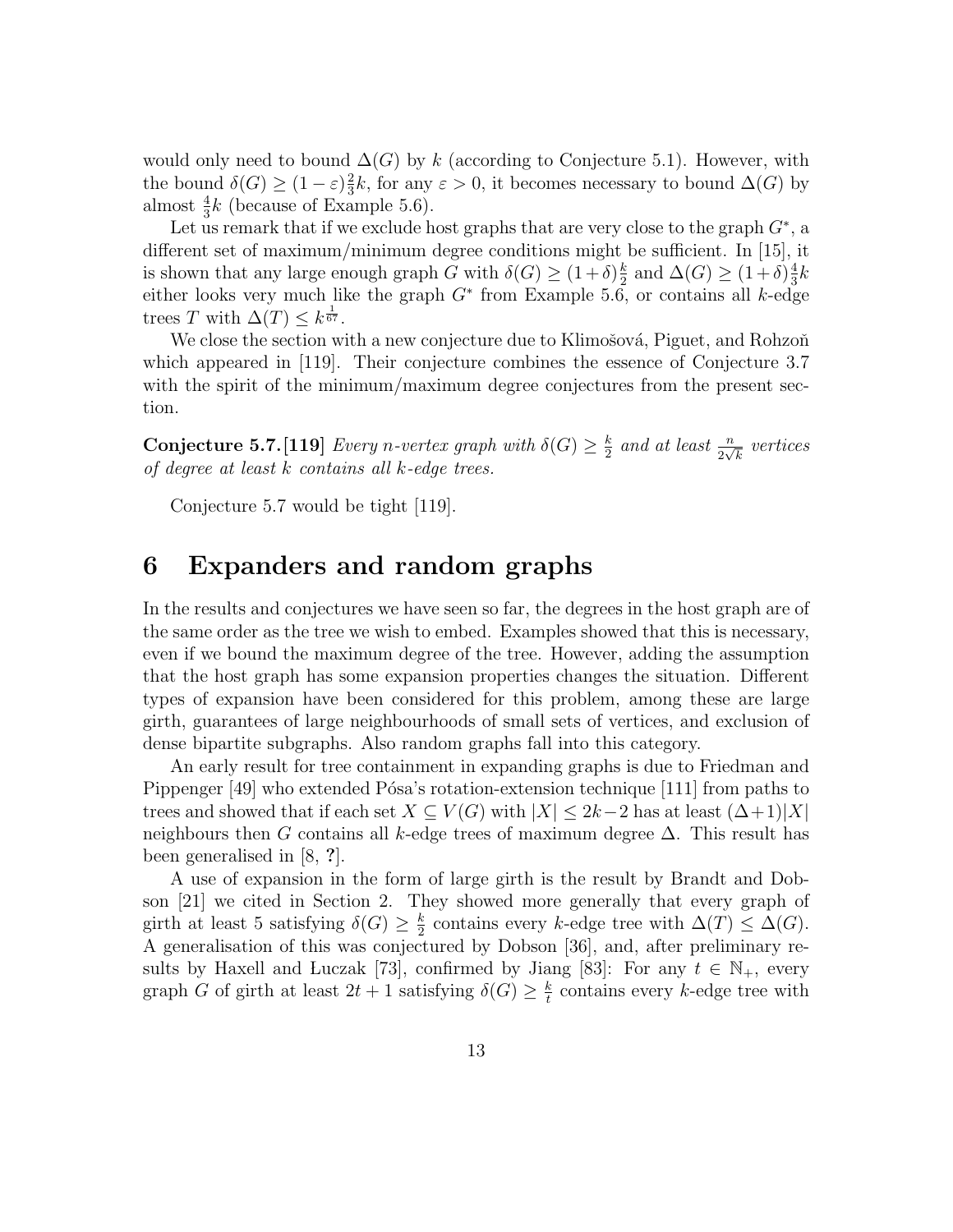would only need to bound $\Delta(G)$ by $k$ (according to Conjecture 5.1). However, with the bound $\delta(G) \geq (1-\varepsilon)\frac{2}{3}k$, for any $\varepsilon > 0$, it becomes necessary to bound $\Delta(G)$ by almost $\frac{4}{3}k$ (because of Example 5.6).

Let us remark that if we exclude host graphs that are very close to the graph $G^*$, a different set of maximum/minimum degree conditions might be sufficient. In [15], it is shown that any large enough graph $G$ with $\delta(G) \geq (1+\delta)\frac{k}{2}$ and $\Delta(G) \geq (1+\delta)\frac{4}{3}k$ either looks very much like the graph $G^*$ from Example 5.6, or contains all $k$-edge trees $T$ with $\Delta(T) \leq k^{\frac{1}{67}}$.

We close the section with a new conjecture due to Klimošová, Piguet, and Rohzoň which appeared in [119]. Their conjecture combines the essence of Conjecture 3.7 with the spirit of the minimum/maximum degree conjectures from the present section.

**Conjecture 5.7.** **[119]** *Every $n$-vertex graph with $\delta(G) \geq \frac{k}{2}$ and at least $\frac{n}{2\sqrt{k}}$ vertices of degree at least $k$ contains all $k$-edge trees.*

Conjecture 5.7 would be tight [119].

# 6 Expanders and random graphs

In the results and conjectures we have seen so far, the degrees in the host graph are of the same order as the tree we wish to embed. Examples showed that this is necessary, even if we bound the maximum degree of the tree. However, adding the assumption that the host graph has some expansion properties changes the situation. Different types of expansion have been considered for this problem, among these are large girth, guarantees of large neighbourhoods of small sets of vertices, and exclusion of dense bipartite subgraphs. Also random graphs fall into this category.

An early result for tree containment in expanding graphs is due to Friedman and Pippenger [49] who extended Pósa's rotation-extension technique [111] from paths to trees and showed that if each set $X \subseteq V(G)$ with $|X| \leq 2k-2$ has at least $(\Delta+1)|X|$ neighbours then $G$ contains all $k$-edge trees of maximum degree $\Delta$. This result has been generalised in [8, **?**].

A use of expansion in the form of large girth is the result by Brandt and Dobson [21] we cited in Section 2. They showed more generally that every graph of girth at least 5 satisfying $\delta(G) \geq \frac{k}{2}$ contains every $k$-edge tree with $\Delta(T) \leq \Delta(G)$. A generalisation of this was conjectured by Dobson [36], and, after preliminary results by Haxell and Łuczak [73], confirmed by Jiang [83]: For any $t \in \mathbb{N}_+$, every graph $G$ of girth at least $2t+1$ satisfying $\delta(G) \geq \frac{k}{t}$ contains every $k$-edge tree with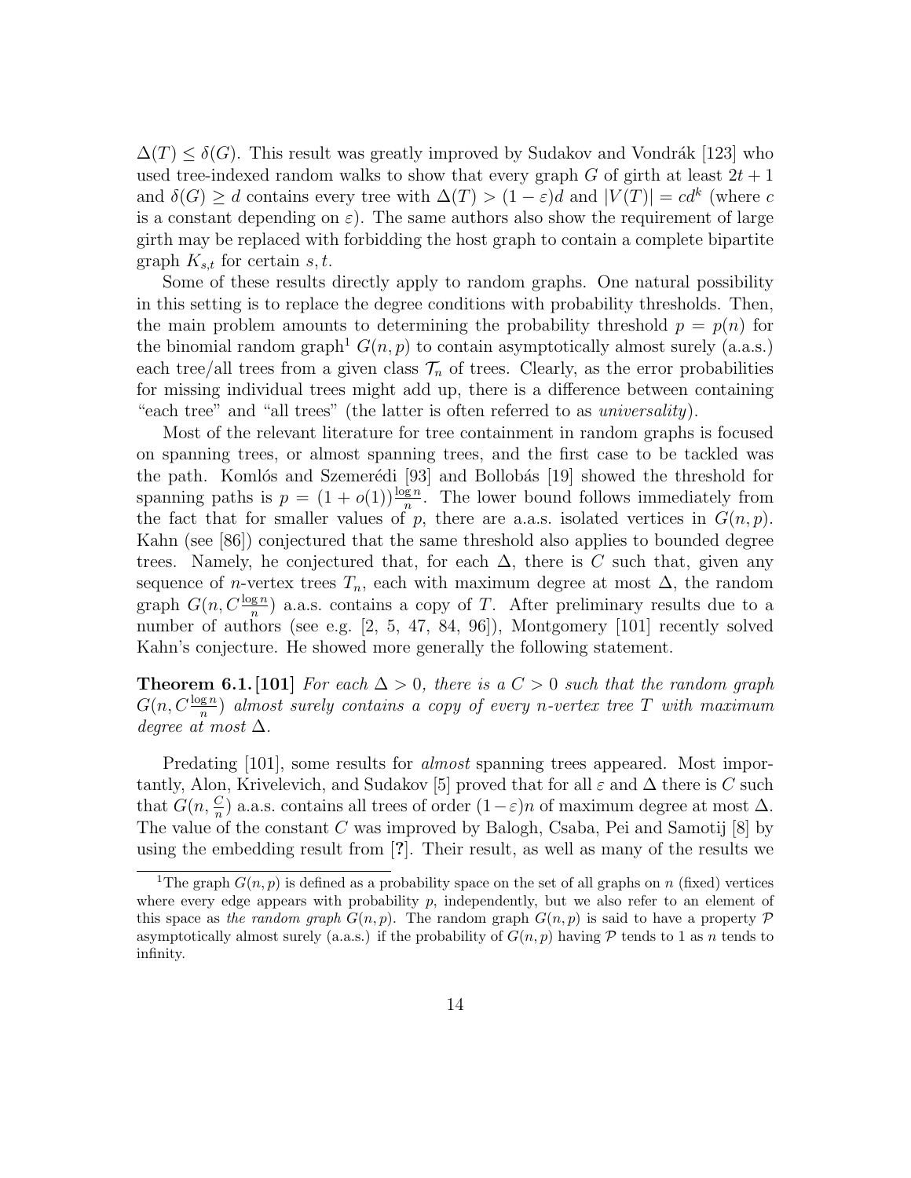$\Delta(T) \leq \delta(G)$. This result was greatly improved by Sudakov and Vondrák [123] who used tree-indexed random walks to show that every graph $G$ of girth at least $2t+1$ and $\delta(G) \geq d$ contains every tree with $\Delta(T) > (1-\varepsilon)d$ and $|V(T)| = cd^k$ (where $c$ is a constant depending on $\varepsilon$). The same authors also show the requirement of large girth may be replaced with forbidding the host graph to contain a complete bipartite graph $K_{s,t}$ for certain $s, t$.

Some of these results directly apply to random graphs. One natural possibility in this setting is to replace the degree conditions with probability thresholds. Then, the main problem amounts to determining the probability threshold $p = p(n)$ for the binomial random graph[1] $G(n,p)$ to contain asymptotically almost surely (a.a.s.) each tree/all trees from a given class $\mathcal{T}_n$ of trees. Clearly, as the error probabilities for missing individual trees might add up, there is a difference between containing "each tree" and "all trees" (the latter is often referred to as *universality*).

Most of the relevant literature for tree containment in random graphs is focused on spanning trees, or almost spanning trees, and the first case to be tackled was the path. Komlós and Szemerédi [93] and Bollobás [19] showed the threshold for spanning paths is $p = (1+o(1))\frac{\log n}{n}$. The lower bound follows immediately from the fact that for smaller values of $p$, there are a.a.s. isolated vertices in $G(n,p)$. Kahn (see [86]) conjectured that the same threshold also applies to bounded degree trees. Namely, he conjectured that, for each $\Delta$, there is $C$ such that, given any sequence of $n$-vertex trees $T_n$, each with maximum degree at most $\Delta$, the random graph $G(n, C\frac{\log n}{n})$ a.a.s. contains a copy of $T$. After preliminary results due to a number of authors (see e.g. [2, 5, 47, 84, 96]), Montgomery [101] recently solved Kahn's conjecture. He showed more generally the following statement.

**Theorem 6.1.** **[101]** *For each $\Delta > 0$, there is a $C > 0$ such that the random graph $G(n, C\frac{\log n}{n})$ almost surely contains a copy of every $n$-vertex tree $T$ with maximum degree at most $\Delta$.*

Predating [101], some results for *almost* spanning trees appeared. Most importantly, Alon, Krivelevich, and Sudakov [5] proved that for all $\varepsilon$ and $\Delta$ there is $C$ such that $G(n, \frac{C}{n})$ a.a.s. contains all trees of order $(1-\varepsilon)n$ of maximum degree at most $\Delta$. The value of the constant $C$ was improved by Balogh, Csaba, Pei and Samotij [8] by using the embedding result from [**?**]. Their result, as well as many of the results we

---

[1] The graph $G(n,p)$ is defined as a probability space on the set of all graphs on $n$ (fixed) vertices where every edge appears with probability $p$, independently, but we also refer to an element of this space as *the random graph* $G(n,p)$. The random graph $G(n,p)$ is said to have a property $\mathcal{P}$ asymptotically almost surely (a.a.s.) if the probability of $G(n,p)$ having $\mathcal{P}$ tends to 1 as $n$ tends to infinity.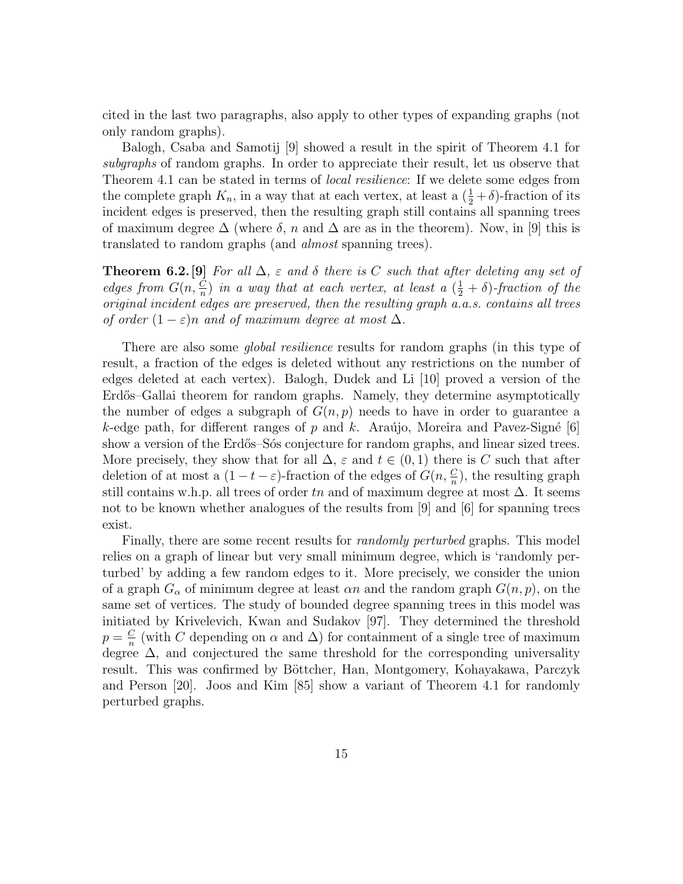cited in the last two paragraphs, also apply to other types of expanding graphs (not only random graphs).

Balogh, Csaba and Samotij [9] showed a result in the spirit of Theorem 4.1 for *subgraphs* of random graphs. In order to appreciate their result, let us observe that Theorem 4.1 can be stated in terms of *local resilience*: If we delete some edges from the complete graph $K_n$, in a way that at each vertex, at least a $(\frac{1}{2}+\delta)$-fraction of its incident edges is preserved, then the resulting graph still contains all spanning trees of maximum degree $\Delta$ (where $\delta$, $n$ and $\Delta$ are as in the theorem). Now, in [9] this is translated to random graphs (and *almost* spanning trees).

**Theorem 6.2.** **[9]** *For all $\Delta$, $\varepsilon$ and $\delta$ there is $C$ such that after deleting any set of edges from $G(n, \frac{C}{n})$ in a way that at each vertex, at least a $(\frac{1}{2}+\delta)$-fraction of the original incident edges are preserved, then the resulting graph a.a.s. contains all trees of order $(1-\varepsilon)n$ and of maximum degree at most $\Delta$.*

There are also some *global resilience* results for random graphs (in this type of result, a fraction of the edges is deleted without any restrictions on the number of edges deleted at each vertex). Balogh, Dudek and Li [10] proved a version of the Erdős–Gallai theorem for random graphs. Namely, they determine asymptotically the number of edges a subgraph of $G(n,p)$ needs to have in order to guarantee a $k$-edge path, for different ranges of $p$ and $k$. Araújo, Moreira and Pavez-Signé [6] show a version of the Erdős–Sós conjecture for random graphs, and linear sized trees. More precisely, they show that for all $\Delta$, $\varepsilon$ and $t \in (0,1)$ there is $C$ such that after deletion of at most a $(1-t-\varepsilon)$-fraction of the edges of $G(n, \frac{C}{n})$, the resulting graph still contains w.h.p. all trees of order $tn$ and of maximum degree at most $\Delta$. It seems not to be known whether analogues of the results from [9] and [6] for spanning trees exist.

Finally, there are some recent results for *randomly perturbed* graphs. This model relies on a graph of linear but very small minimum degree, which is 'randomly perturbed' by adding a few random edges to it. More precisely, we consider the union of a graph $G_\alpha$ of minimum degree at least $\alpha n$ and the random graph $G(n,p)$, on the same set of vertices. The study of bounded degree spanning trees in this model was initiated by Krivelevich, Kwan and Sudakov [97]. They determined the threshold $p = \frac{C}{n}$ (with $C$ depending on $\alpha$ and $\Delta$) for containment of a single tree of maximum degree $\Delta$, and conjectured the same threshold for the corresponding universality result. This was confirmed by Böttcher, Han, Montgomery, Kohayakawa, Parczyk and Person [20]. Joos and Kim [85] show a variant of Theorem 4.1 for randomly perturbed graphs.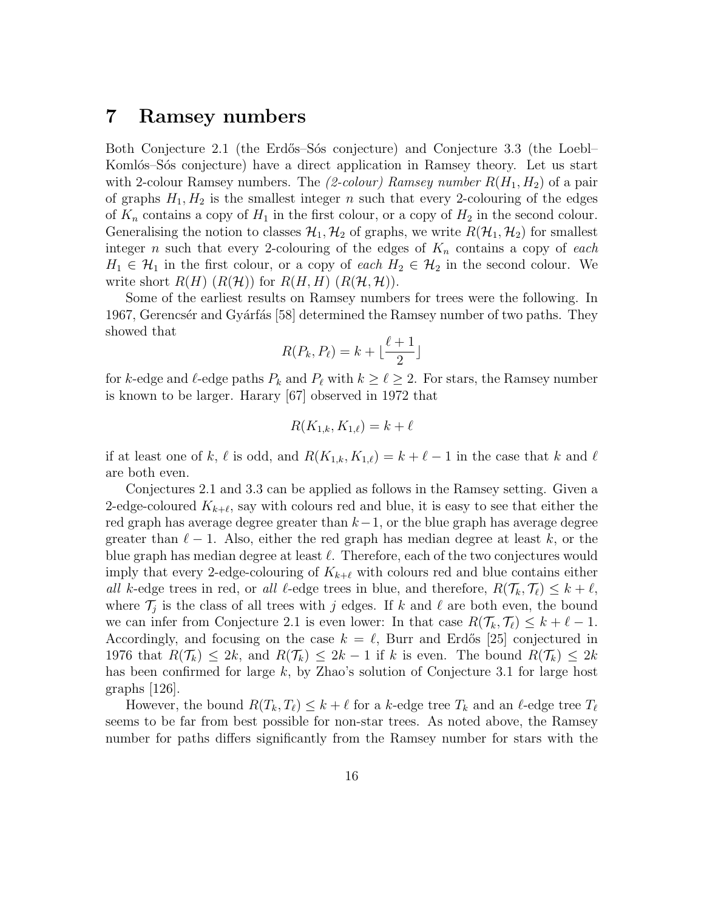# 7 Ramsey numbers

Both Conjecture 2.1 (the Erdős–Sós conjecture) and Conjecture 3.3 (the Loebl–Komlós–Sós conjecture) have a direct application in Ramsey theory. Let us start with 2-colour Ramsey numbers. The *(2-colour) Ramsey number* $R(H_1, H_2)$ of a pair of graphs $H_1, H_2$ is the smallest integer $n$ such that every 2-colouring of the edges of $K_n$ contains a copy of $H_1$ in the first colour, or a copy of $H_2$ in the second colour. Generalising the notion to classes $\mathcal{H}_1, \mathcal{H}_2$ of graphs, we write $R(\mathcal{H}_1, \mathcal{H}_2)$ for smallest integer $n$ such that every 2-colouring of the edges of $K_n$ contains a copy of *each* $H_1 \in \mathcal{H}_1$ in the first colour, or a copy of *each* $H_2 \in \mathcal{H}_2$ in the second colour. We write short $R(H)$ ($R(\mathcal{H})$) for $R(H, H)$ ($R(\mathcal{H}, \mathcal{H})$).

Some of the earliest results on Ramsey numbers for trees were the following. In 1967, Gerencsér and Gyárfás [58] determined the Ramsey number of two paths. They showed that

$$R(P_k, P_\ell) = k + \lfloor \frac{\ell + 1}{2} \rfloor$$

for $k$-edge and $\ell$-edge paths $P_k$ and $P_\ell$ with $k \geq \ell \geq 2$. For stars, the Ramsey number is known to be larger. Harary [67] observed in 1972 that

$$R(K_{1,k}, K_{1,\ell}) = k + \ell$$

if at least one of $k$, $\ell$ is odd, and $R(K_{1,k}, K_{1,\ell}) = k + \ell - 1$ in the case that $k$ and $\ell$ are both even.

Conjectures 2.1 and 3.3 can be applied as follows in the Ramsey setting. Given a 2-edge-coloured $K_{k+\ell}$, say with colours red and blue, it is easy to see that either the red graph has average degree greater than $k-1$, or the blue graph has average degree greater than $\ell - 1$. Also, either the red graph has median degree at least $k$, or the blue graph has median degree at least $\ell$. Therefore, each of the two conjectures would imply that every 2-edge-colouring of $K_{k+\ell}$ with colours red and blue contains either *all* $k$-edge trees in red, or *all* $\ell$-edge trees in blue, and therefore, $R(\mathcal{T}_k, \mathcal{T}_\ell) \leq k + \ell$, where $\mathcal{T}_j$ is the class of all trees with $j$ edges. If $k$ and $\ell$ are both even, the bound we can infer from Conjecture 2.1 is even lower: In that case $R(\mathcal{T}_k, \mathcal{T}_\ell) \leq k + \ell - 1$. Accordingly, and focusing on the case $k = \ell$, Burr and Erdős [25] conjectured in 1976 that $R(\mathcal{T}_k) \leq 2k$, and $R(\mathcal{T}_k) \leq 2k - 1$ if $k$ is even. The bound $R(\mathcal{T}_k) \leq 2k$ has been confirmed for large $k$, by Zhao's solution of Conjecture 3.1 for large host graphs [126].

However, the bound $R(T_k, T_\ell) \leq k + \ell$ for a $k$-edge tree $T_k$ and an $\ell$-edge tree $T_\ell$ seems to be far from best possible for non-star trees. As noted above, the Ramsey number for paths differs significantly from the Ramsey number for stars with the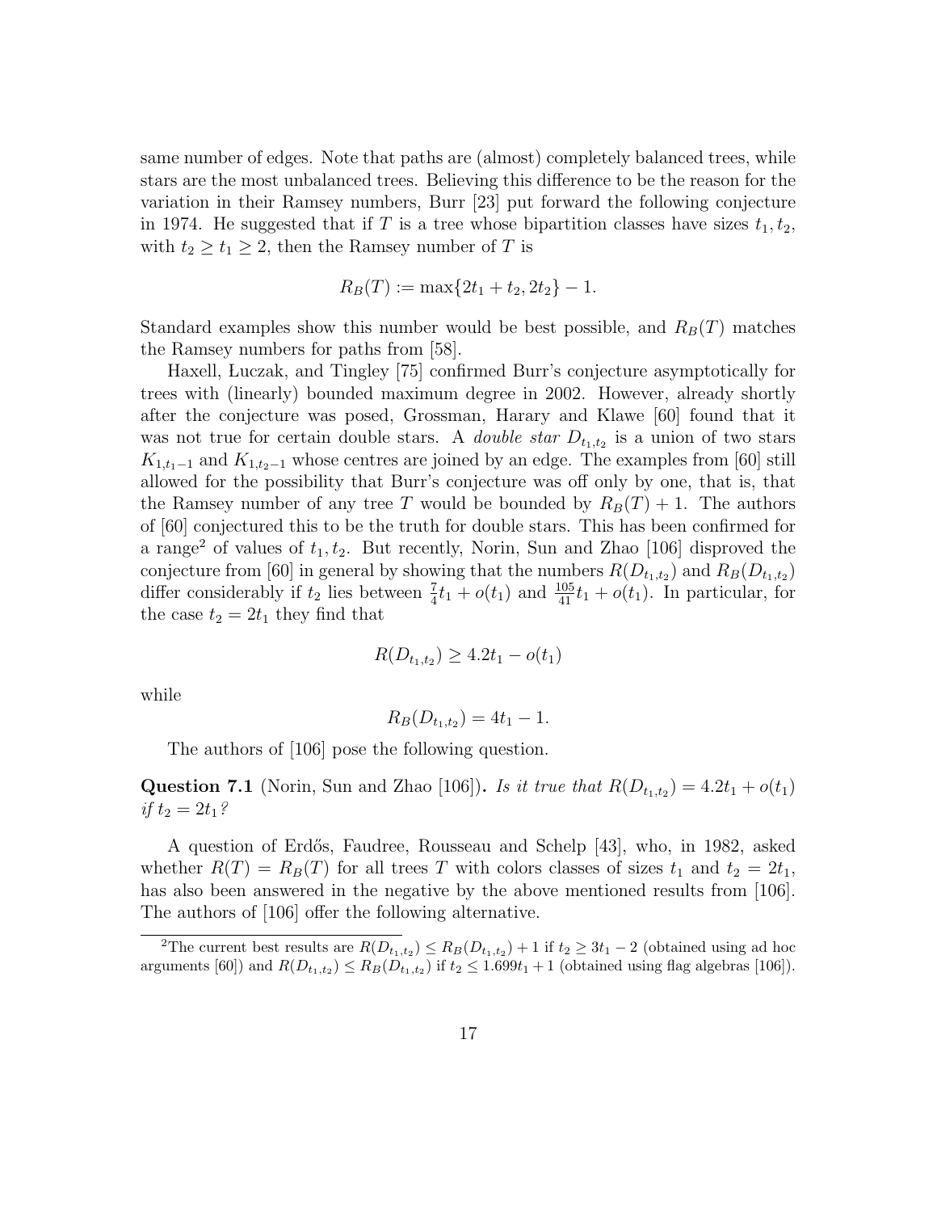same number of edges. Note that paths are (almost) completely balanced trees, while stars are the most unbalanced trees. Believing this difference to be the reason for the variation in their Ramsey numbers, Burr [23] put forward the following conjecture in 1974. He suggested that if $T$ is a tree whose bipartition classes have sizes $t_1, t_2$, with $t_2 \geq t_1 \geq 2$, then the Ramsey number of $T$ is

$$R_B(T) := \max\{2t_1 + t_2, 2t_2\} - 1.$$

Standard examples show this number would be best possible, and $R_B(T)$ matches the Ramsey numbers for paths from [58].

Haxell, Łuczak, and Tingley [75] confirmed Burr's conjecture asymptotically for trees with (linearly) bounded maximum degree in 2002. However, already shortly after the conjecture was posed, Grossman, Harary and Klawe [60] found that it was not true for certain double stars. A *double star* $D_{t_1,t_2}$ is a union of two stars $K_{1,t_1-1}$ and $K_{1,t_2-1}$ whose centres are joined by an edge. The examples from [60] still allowed for the possibility that Burr's conjecture was off only by one, that is, that the Ramsey number of any tree $T$ would be bounded by $R_B(T) + 1$. The authors of [60] conjectured this to be the truth for double stars. This has been confirmed for a range[2] of values of $t_1, t_2$. But recently, Norin, Sun and Zhao [106] disproved the conjecture from [60] in general by showing that the numbers $R(D_{t_1,t_2})$ and $R_B(D_{t_1,t_2})$ differ considerably if $t_2$ lies between $\frac{7}{4}t_1 + o(t_1)$ and $\frac{105}{41}t_1 + o(t_1)$. In particular, for the case $t_2 = 2t_1$ they find that

$$R(D_{t_1,t_2}) \geq 4.2t_1 - o(t_1)$$

while

$$R_B(D_{t_1,t_2}) = 4t_1 - 1.$$

The authors of [106] pose the following question.

**Question 7.1** (Norin, Sun and Zhao [106])**.** *Is it true that $R(D_{t_1,t_2}) = 4.2t_1 + o(t_1)$ if $t_2 = 2t_1$?*

A question of Erdős, Faudree, Rousseau and Schelp [43], who, in 1982, asked whether $R(T) = R_B(T)$ for all trees $T$ with colors classes of sizes $t_1$ and $t_2 = 2t_1$, has also been answered in the negative by the above mentioned results from [106]. The authors of [106] offer the following alternative.

---

[2] The current best results are $R(D_{t_1,t_2}) \leq R_B(D_{t_1,t_2}) + 1$ if $t_2 \geq 3t_1 - 2$ (obtained using ad hoc arguments [60]) and $R(D_{t_1,t_2}) \leq R_B(D_{t_1,t_2})$ if $t_2 \leq 1.699t_1 + 1$ (obtained using flag algebras [106]).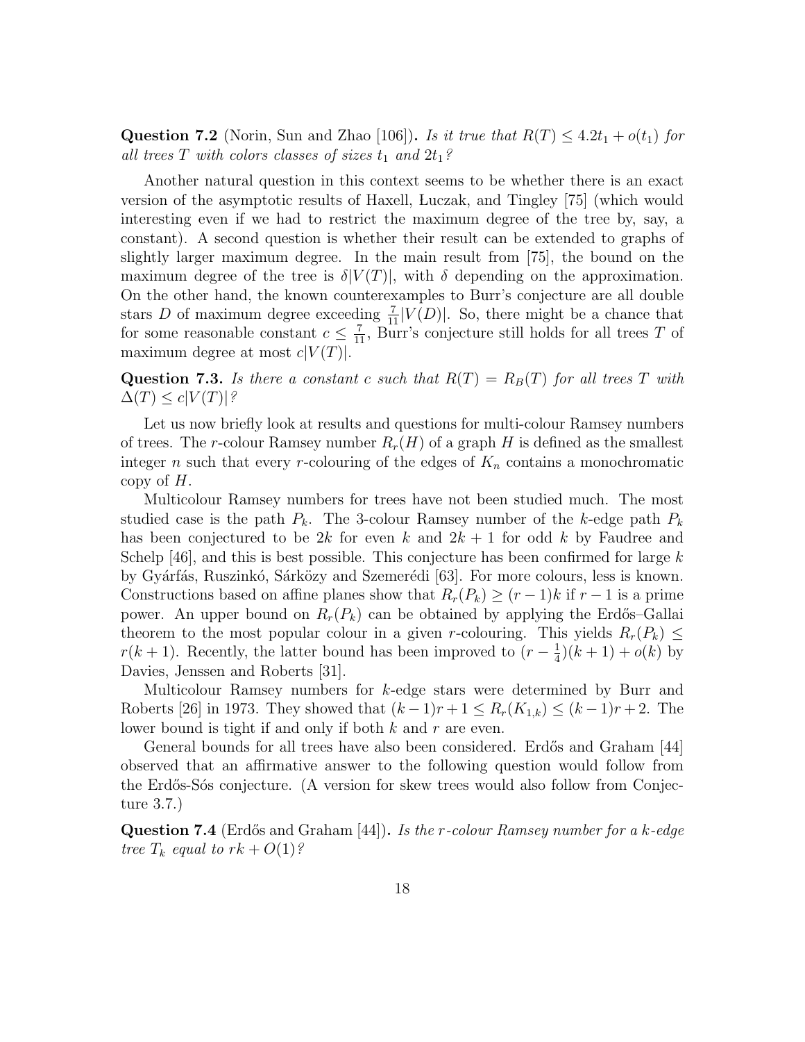**Question 7.2** (Norin, Sun and Zhao [106])**.** *Is it true that $R(T) \leq 4.2t_1 + o(t_1)$ for all trees $T$ with colors classes of sizes $t_1$ and $2t_1$?*

Another natural question in this context seems to be whether there is an exact version of the asymptotic results of Haxell, Łuczak, and Tingley [75] (which would interesting even if we had to restrict the maximum degree of the tree by, say, a constant). A second question is whether their result can be extended to graphs of slightly larger maximum degree. In the main result from [75], the bound on the maximum degree of the tree is $\delta|V(T)|$, with $\delta$ depending on the approximation. On the other hand, the known counterexamples to Burr's conjecture are all double stars $D$ of maximum degree exceeding $\frac{7}{11}|V(D)|$. So, there might be a chance that for some reasonable constant $c \leq \frac{7}{11}$, Burr's conjecture still holds for all trees $T$ of maximum degree at most $c|V(T)|$.

**Question 7.3.** *Is there a constant $c$ such that $R(T) = R_B(T)$ for all trees $T$ with $\Delta(T) \leq c|V(T)|$?*

Let us now briefly look at results and questions for multi-colour Ramsey numbers of trees. The $r$-colour Ramsey number $R_r(H)$ of a graph $H$ is defined as the smallest integer $n$ such that every $r$-colouring of the edges of $K_n$ contains a monochromatic copy of $H$.

Multicolour Ramsey numbers for trees have not been studied much. The most studied case is the path $P_k$. The 3-colour Ramsey number of the $k$-edge path $P_k$ has been conjectured to be $2k$ for even $k$ and $2k + 1$ for odd $k$ by Faudree and Schelp [46], and this is best possible. This conjecture has been confirmed for large $k$ by Gyárfás, Ruszinkó, Sárközy and Szemerédi [63]. For more colours, less is known. Constructions based on affine planes show that $R_r(P_k) \geq (r-1)k$ if $r-1$ is a prime power. An upper bound on $R_r(P_k)$ can be obtained by applying the Erdős–Gallai theorem to the most popular colour in a given $r$-colouring. This yields $R_r(P_k) \leq r(k+1)$. Recently, the latter bound has been improved to $(r - \frac{1}{4})(k+1) + o(k)$ by Davies, Jenssen and Roberts [31].

Multicolour Ramsey numbers for $k$-edge stars were determined by Burr and Roberts [26] in 1973. They showed that $(k-1)r + 1 \leq R_r(K_{1,k}) \leq (k-1)r + 2$. The lower bound is tight if and only if both $k$ and $r$ are even.

General bounds for all trees have also been considered. Erdős and Graham [44] observed that an affirmative answer to the following question would follow from the Erdős-Sós conjecture. (A version for skew trees would also follow from Conjecture 3.7.)

**Question 7.4** (Erdős and Graham [44])**.** *Is the $r$-colour Ramsey number for a $k$-edge tree $T_k$ equal to $rk + O(1)$?*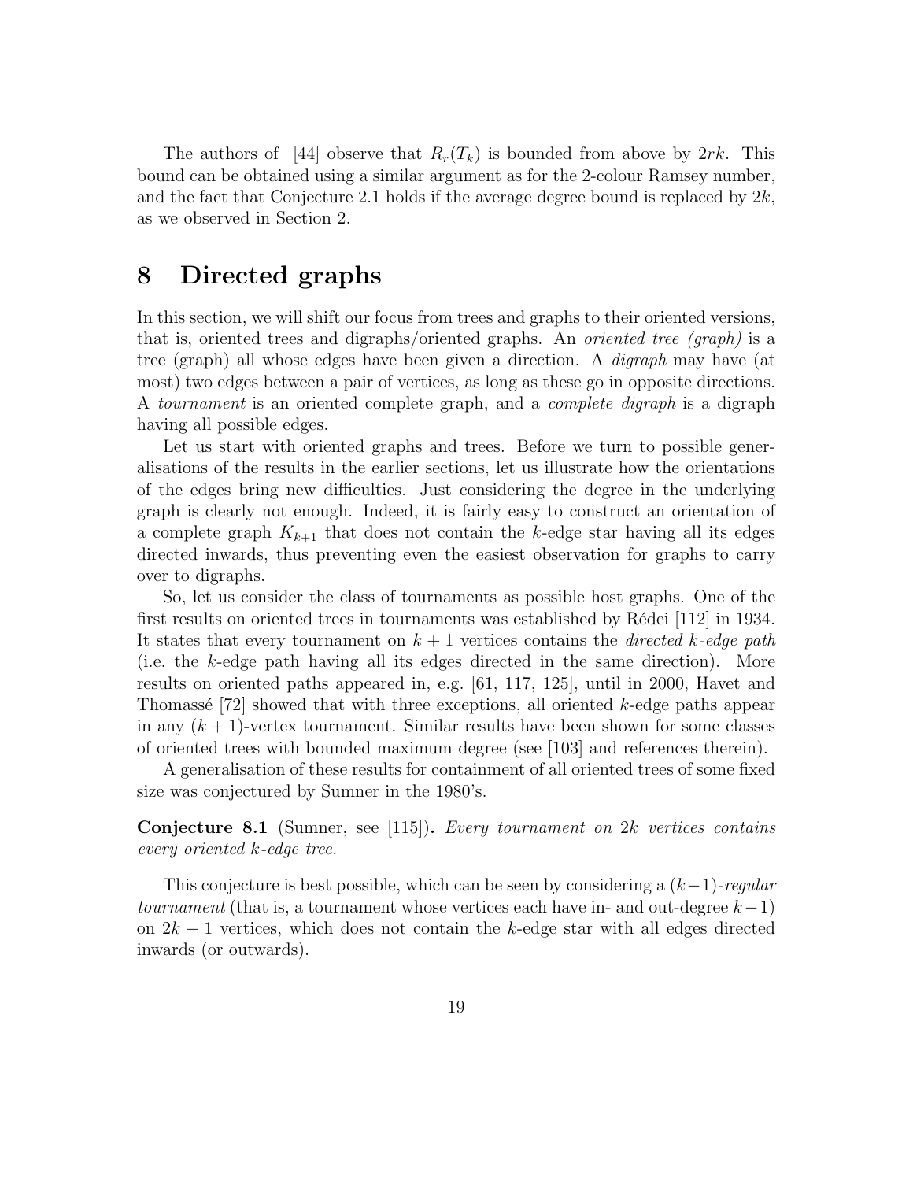The authors of [44] observe that $R_r(T_k)$ is bounded from above by $2rk$. This bound can be obtained using a similar argument as for the 2-colour Ramsey number, and the fact that Conjecture 2.1 holds if the average degree bound is replaced by $2k$, as we observed in Section 2.

# 8 Directed graphs

In this section, we will shift our focus from trees and graphs to their oriented versions, that is, oriented trees and digraphs/oriented graphs. An *oriented tree (graph)* is a tree (graph) all whose edges have been given a direction. A *digraph* may have (at most) two edges between a pair of vertices, as long as these go in opposite directions. A *tournament* is an oriented complete graph, and a *complete digraph* is a digraph having all possible edges.

Let us start with oriented graphs and trees. Before we turn to possible generalisations of the results in the earlier sections, let us illustrate how the orientations of the edges bring new difficulties. Just considering the degree in the underlying graph is clearly not enough. Indeed, it is fairly easy to construct an orientation of a complete graph $K_{k+1}$ that does not contain the $k$-edge star having all its edges directed inwards, thus preventing even the easiest observation for graphs to carry over to digraphs.

So, let us consider the class of tournaments as possible host graphs. One of the first results on oriented trees in tournaments was established by Rédei [112] in 1934. It states that every tournament on $k+1$ vertices contains the *directed $k$-edge path* (i.e. the $k$-edge path having all its edges directed in the same direction). More results on oriented paths appeared in, e.g. [61, 117, 125], until in 2000, Havet and Thomassé [72] showed that with three exceptions, all oriented $k$-edge paths appear in any $(k+1)$-vertex tournament. Similar results have been shown for some classes of oriented trees with bounded maximum degree (see [103] and references therein).

A generalisation of these results for containment of all oriented trees of some fixed size was conjectured by Sumner in the 1980's.

**Conjecture 8.1** (Sumner, see [115])**.** *Every tournament on $2k$ vertices contains every oriented $k$-edge tree.*

This conjecture is best possible, which can be seen by considering a $(k-1)$-*regular tournament* (that is, a tournament whose vertices each have in- and out-degree $k-1$) on $2k-1$ vertices, which does not contain the $k$-edge star with all edges directed inwards (or outwards).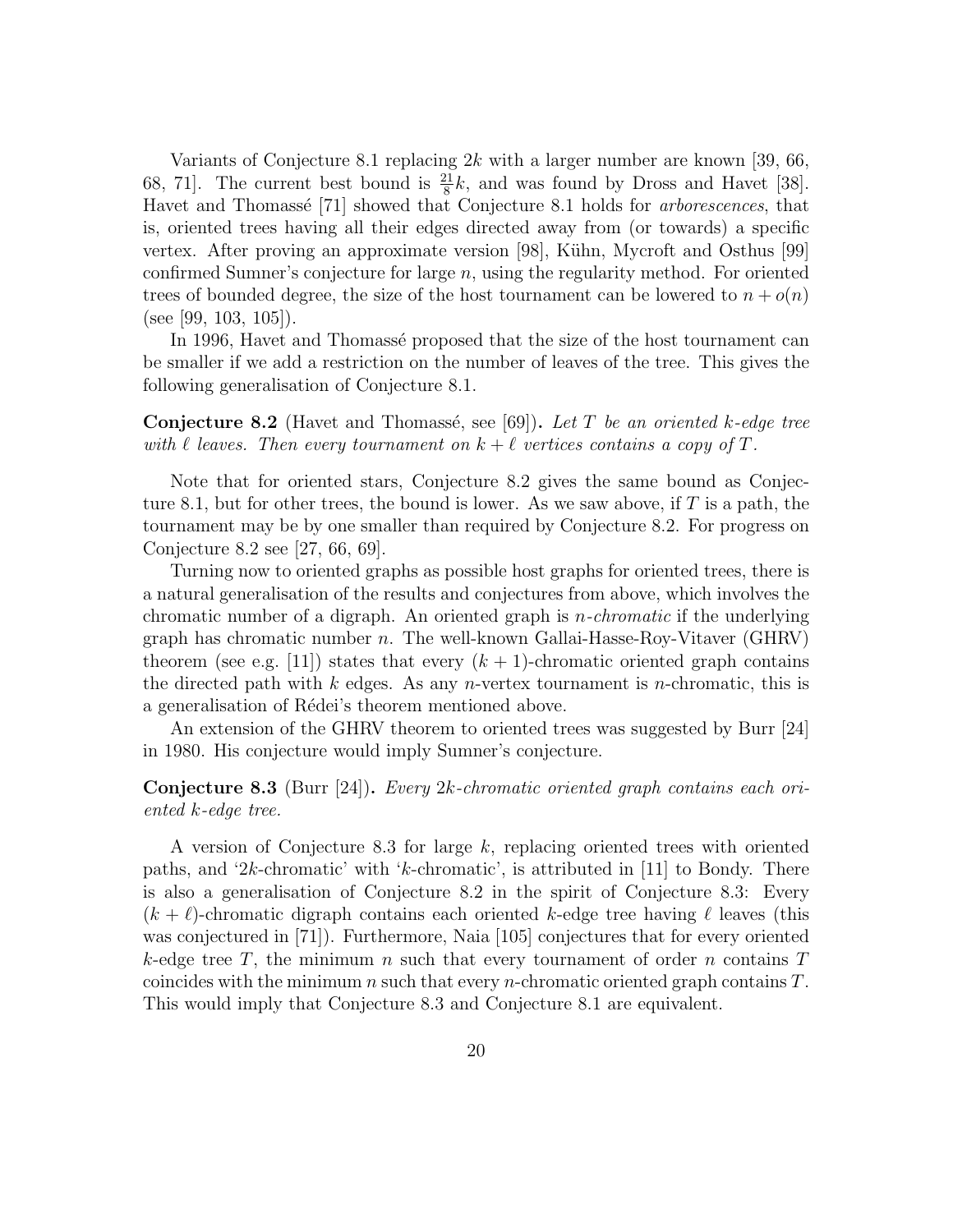Variants of Conjecture 8.1 replacing $2k$ with a larger number are known [39, 66, 68, 71]. The current best bound is $\frac{21}{8}k$, and was found by Dross and Havet [38]. Havet and Thomassé [71] showed that Conjecture 8.1 holds for *arborescences*, that is, oriented trees having all their edges directed away from (or towards) a specific vertex. After proving an approximate version [98], Kühn, Mycroft and Osthus [99] confirmed Sumner's conjecture for large $n$, using the regularity method. For oriented trees of bounded degree, the size of the host tournament can be lowered to $n + o(n)$ (see [99, 103, 105]).

In 1996, Havet and Thomassé proposed that the size of the host tournament can be smaller if we add a restriction on the number of leaves of the tree. This gives the following generalisation of Conjecture 8.1.

**Conjecture 8.2** (Havet and Thomassé, see [69])**.** *Let $T$ be an oriented $k$-edge tree with $\ell$ leaves. Then every tournament on $k + \ell$ vertices contains a copy of $T$.*

Note that for oriented stars, Conjecture 8.2 gives the same bound as Conjecture 8.1, but for other trees, the bound is lower. As we saw above, if $T$ is a path, the tournament may be by one smaller than required by Conjecture 8.2. For progress on Conjecture 8.2 see [27, 66, 69].

Turning now to oriented graphs as possible host graphs for oriented trees, there is a natural generalisation of the results and conjectures from above, which involves the chromatic number of a digraph. An oriented graph is *$n$-chromatic* if the underlying graph has chromatic number $n$. The well-known Gallai-Hasse-Roy-Vitaver (GHRV) theorem (see e.g. [11]) states that every $(k + 1)$-chromatic oriented graph contains the directed path with $k$ edges. As any $n$-vertex tournament is $n$-chromatic, this is a generalisation of Rédei's theorem mentioned above.

An extension of the GHRV theorem to oriented trees was suggested by Burr [24] in 1980. His conjecture would imply Sumner's conjecture.

**Conjecture 8.3** (Burr [24])**.** *Every $2k$-chromatic oriented graph contains each oriented $k$-edge tree.*

A version of Conjecture 8.3 for large $k$, replacing oriented trees with oriented paths, and '$2k$-chromatic' with '$k$-chromatic', is attributed in [11] to Bondy. There is also a generalisation of Conjecture 8.2 in the spirit of Conjecture 8.3: Every $(k + \ell)$-chromatic digraph contains each oriented $k$-edge tree having $\ell$ leaves (this was conjectured in [71]). Furthermore, Naia [105] conjectures that for every oriented $k$-edge tree $T$, the minimum $n$ such that every tournament of order $n$ contains $T$ coincides with the minimum $n$ such that every $n$-chromatic oriented graph contains $T$. This would imply that Conjecture 8.3 and Conjecture 8.1 are equivalent.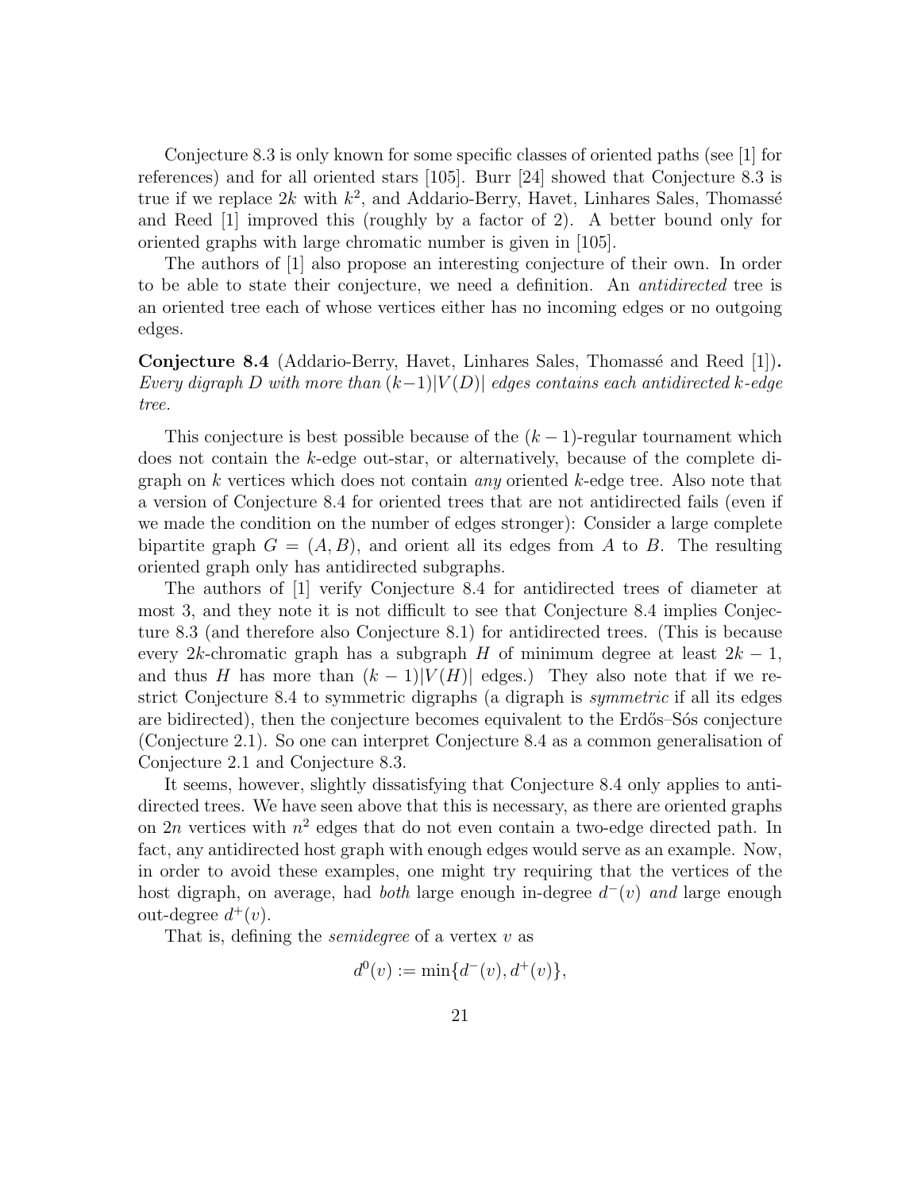Conjecture 8.3 is only known for some specific classes of oriented paths (see [1] for references) and for all oriented stars [105]. Burr [24] showed that Conjecture 8.3 is true if we replace $2k$ with $k^2$, and Addario-Berry, Havet, Linhares Sales, Thomassé and Reed [1] improved this (roughly by a factor of 2). A better bound only for oriented graphs with large chromatic number is given in [105].

The authors of [1] also propose an interesting conjecture of their own. In order to be able to state their conjecture, we need a definition. An *antidirected* tree is an oriented tree each of whose vertices either has no incoming edges or no outgoing edges.

**Conjecture 8.4** (Addario-Berry, Havet, Linhares Sales, Thomassé and Reed [1])**.** *Every digraph $D$ with more than $(k-1)|V(D)|$ edges contains each antidirected $k$-edge tree.*

This conjecture is best possible because of the $(k-1)$-regular tournament which does not contain the $k$-edge out-star, or alternatively, because of the complete digraph on $k$ vertices which does not contain *any* oriented $k$-edge tree. Also note that a version of Conjecture 8.4 for oriented trees that are not antidirected fails (even if we made the condition on the number of edges stronger): Consider a large complete bipartite graph $G = (A, B)$, and orient all its edges from $A$ to $B$. The resulting oriented graph only has antidirected subgraphs.

The authors of [1] verify Conjecture 8.4 for antidirected trees of diameter at most 3, and they note it is not difficult to see that Conjecture 8.4 implies Conjecture 8.3 (and therefore also Conjecture 8.1) for antidirected trees. (This is because every $2k$-chromatic graph has a subgraph $H$ of minimum degree at least $2k-1$, and thus $H$ has more than $(k-1)|V(H)|$ edges.) They also note that if we restrict Conjecture 8.4 to symmetric digraphs (a digraph is *symmetric* if all its edges are bidirected), then the conjecture becomes equivalent to the Erdős–Sós conjecture (Conjecture 2.1). So one can interpret Conjecture 8.4 as a common generalisation of Conjecture 2.1 and Conjecture 8.3.

It seems, however, slightly dissatisfying that Conjecture 8.4 only applies to antidirected trees. We have seen above that this is necessary, as there are oriented graphs on $2n$ vertices with $n^2$ edges that do not even contain a two-edge directed path. In fact, any antidirected host graph with enough edges would serve as an example. Now, in order to avoid these examples, one might try requiring that the vertices of the host digraph, on average, had *both* large enough in-degree $d^-(v)$ *and* large enough out-degree $d^+(v)$.

That is, defining the *semidegree* of a vertex $v$ as

$$d^0(v) := \min\{d^-(v), d^+(v)\},$$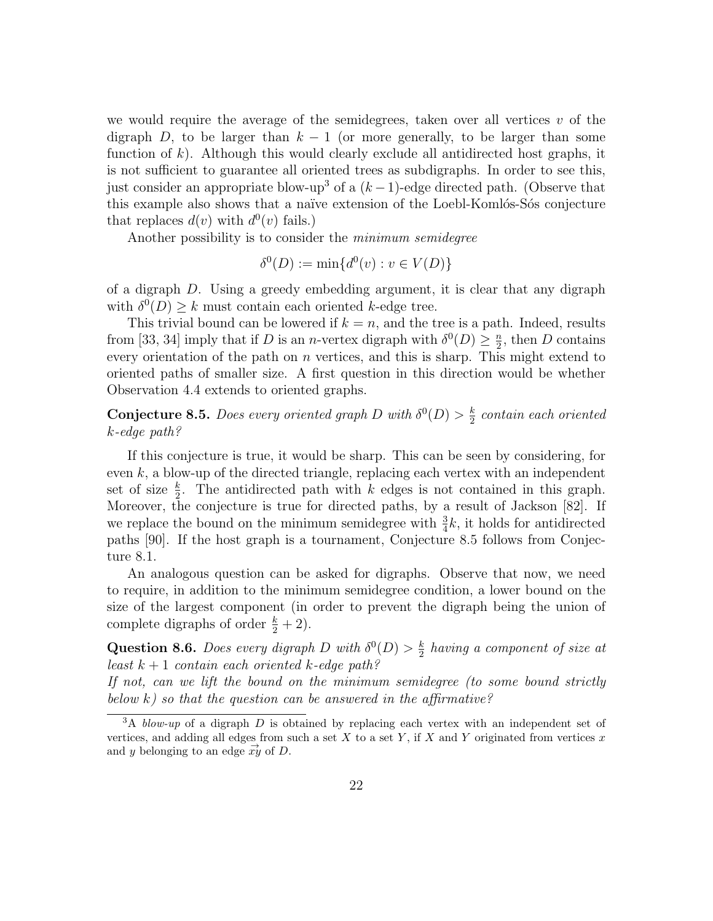we would require the average of the semidegrees, taken over all vertices $v$ of the digraph $D$, to be larger than $k-1$ (or more generally, to be larger than some function of $k$). Although this would clearly exclude all antidirected host graphs, it is not sufficient to guarantee all oriented trees as subdigraphs. In order to see this, just consider an appropriate blow-up[3] of a $(k-1)$-edge directed path. (Observe that this example also shows that a naïve extension of the Loebl-Komlós-Sós conjecture that replaces $d(v)$ with $d^0(v)$ fails.)

Another possibility is to consider the *minimum semidegree*

$$\delta^0(D) := \min\{d^0(v) : v \in V(D)\}$$

of a digraph $D$. Using a greedy embedding argument, it is clear that any digraph with $\delta^0(D) \geq k$ must contain each oriented $k$-edge tree.

This trivial bound can be lowered if $k = n$, and the tree is a path. Indeed, results from [33, 34] imply that if $D$ is an $n$-vertex digraph with $\delta^0(D) \geq \frac{n}{2}$, then $D$ contains every orientation of the path on $n$ vertices, and this is sharp. This might extend to oriented paths of smaller size. A first question in this direction would be whether Observation 4.4 extends to oriented graphs.

**Conjecture 8.5.** *Does every oriented graph $D$ with $\delta^0(D) > \frac{k}{2}$ contain each oriented $k$-edge path?*

If this conjecture is true, it would be sharp. This can be seen by considering, for even $k$, a blow-up of the directed triangle, replacing each vertex with an independent set of size $\frac{k}{2}$. The antidirected path with $k$ edges is not contained in this graph. Moreover, the conjecture is true for directed paths, by a result of Jackson [82]. If we replace the bound on the minimum semidegree with $\frac{3}{4}k$, it holds for antidirected paths [90]. If the host graph is a tournament, Conjecture 8.5 follows from Conjecture 8.1.

An analogous question can be asked for digraphs. Observe that now, we need to require, in addition to the minimum semidegree condition, a lower bound on the size of the largest component (in order to prevent the digraph being the union of complete digraphs of order $\frac{k}{2}+2$).

**Question 8.6.** *Does every digraph $D$ with $\delta^0(D) > \frac{k}{2}$ having a component of size at least $k+1$ contain each oriented $k$-edge path?*
*If not, can we lift the bound on the minimum semidegree (to some bound strictly below $k$) so that the question can be answered in the affirmative?*

[3] A *blow-up* of a digraph $D$ is obtained by replacing each vertex with an independent set of vertices, and adding all edges from such a set $X$ to a set $Y$, if $X$ and $Y$ originated from vertices $x$ and $y$ belonging to an edge $\overrightarrow{xy}$ of $D$.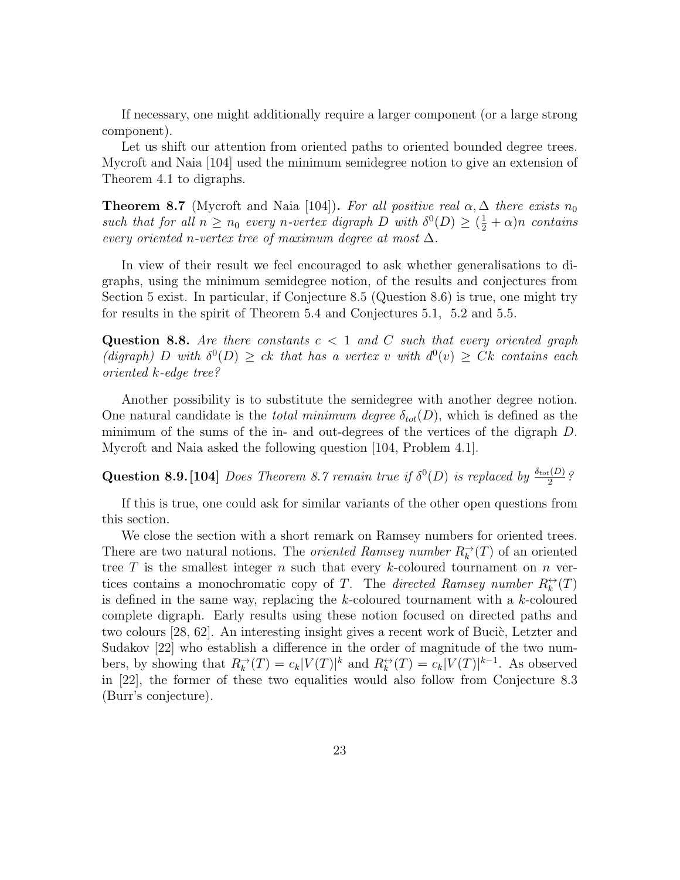If necessary, one might additionally require a larger component (or a large strong component).

Let us shift our attention from oriented paths to oriented bounded degree trees. Mycroft and Naia [104] used the minimum semidegree notion to give an extension of Theorem 4.1 to digraphs.

**Theorem 8.7** (Mycroft and Naia [104])**.** *For all positive real $\alpha, \Delta$ there exists $n_0$ such that for all $n \geq n_0$ every $n$-vertex digraph $D$ with $\delta^0(D) \geq (\frac{1}{2} + \alpha)n$ contains every oriented $n$-vertex tree of maximum degree at most $\Delta$.*

In view of their result we feel encouraged to ask whether generalisations to digraphs, using the minimum semidegree notion, of the results and conjectures from Section 5 exist. In particular, if Conjecture 8.5 (Question 8.6) is true, one might try for results in the spirit of Theorem 5.4 and Conjectures 5.1, 5.2 and 5.5.

**Question 8.8.** *Are there constants $c < 1$ and $C$ such that every oriented graph (digraph) $D$ with $\delta^0(D) \geq ck$ that has a vertex $v$ with $d^0(v) \geq Ck$ contains each oriented $k$-edge tree?*

Another possibility is to substitute the semidegree with another degree notion. One natural candidate is the *total minimum degree* $\delta_{tot}(D)$, which is defined as the minimum of the sums of the in- and out-degrees of the vertices of the digraph $D$. Mycroft and Naia asked the following question [104, Problem 4.1].

**Question 8.9.** **[104]** *Does Theorem 8.7 remain true if $\delta^0(D)$ is replaced by $\frac{\delta_{tot}(D)}{2}$?*

If this is true, one could ask for similar variants of the other open questions from this section.

We close the section with a short remark on Ramsey numbers for oriented trees. There are two natural notions. The *oriented Ramsey number* $R_k^{\rightarrow}(T)$ of an oriented tree $T$ is the smallest integer $n$ such that every $k$-coloured tournament on $n$ vertices contains a monochromatic copy of $T$. The *directed Ramsey number* $R_k^{\leftrightarrow}(T)$ is defined in the same way, replacing the $k$-coloured tournament with a $k$-coloured complete digraph. Early results using these notion focused on directed paths and two colours [28, 62]. An interesting insight gives a recent work of Bucič, Letzter and Sudakov [22] who establish a difference in the order of magnitude of the two numbers, by showing that $R_k^{\rightarrow}(T) = c_k|V(T)|^k$ and $R_k^{\leftrightarrow}(T) = c_k|V(T)|^{k-1}$. As observed in [22], the former of these two equalities would also follow from Conjecture 8.3 (Burr's conjecture).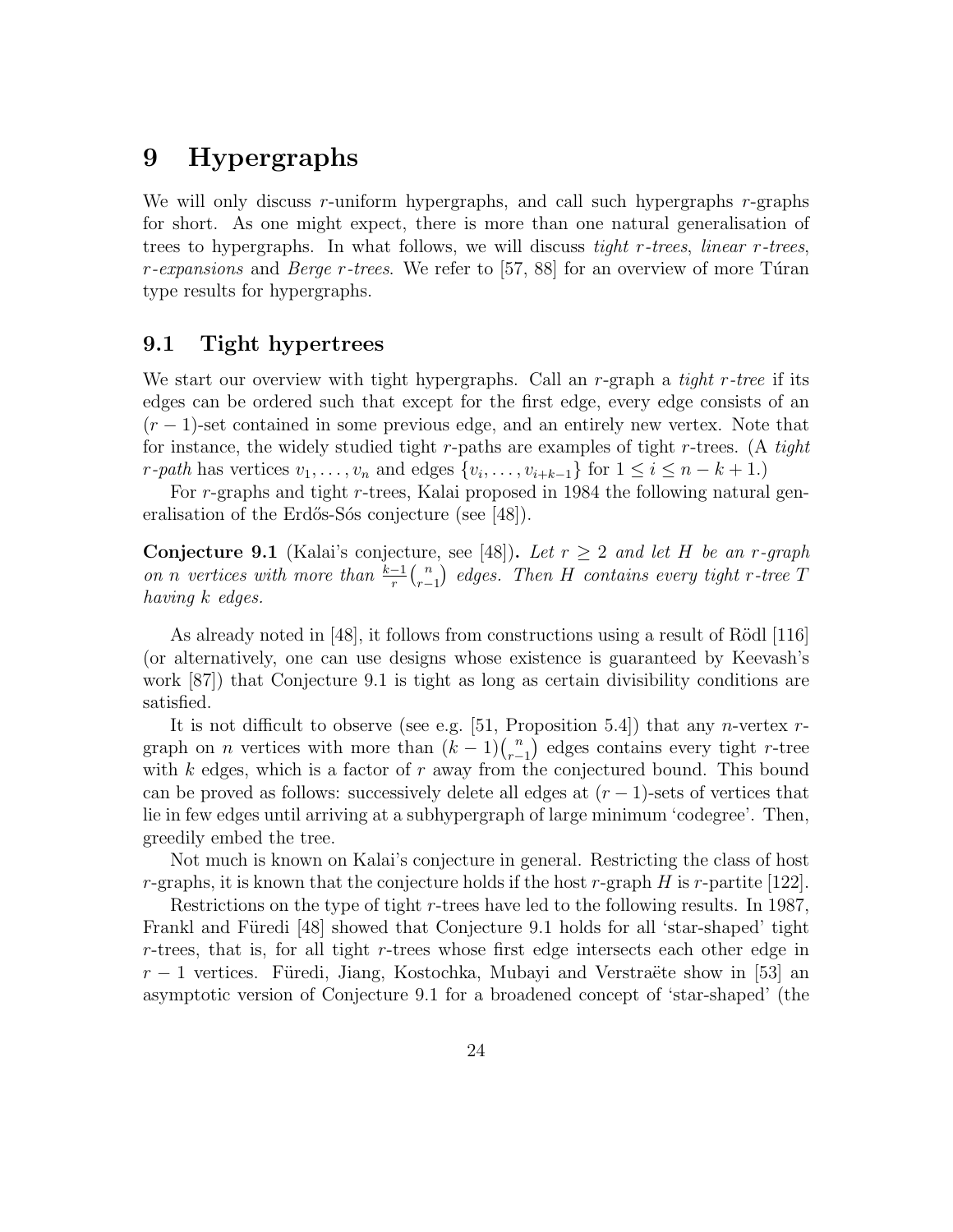# 9 Hypergraphs

We will only discuss $r$-uniform hypergraphs, and call such hypergraphs $r$-graphs for short. As one might expect, there is more than one natural generalisation of trees to hypergraphs. In what follows, we will discuss *tight $r$-trees*, *linear $r$-trees*, *$r$-expansions* and *Berge $r$-trees*. We refer to [57, 88] for an overview of more Túran type results for hypergraphs.

## 9.1 Tight hypertrees

We start our overview with tight hypergraphs. Call an $r$-graph a *tight $r$-tree* if its edges can be ordered such that except for the first edge, every edge consists of an $(r-1)$-set contained in some previous edge, and an entirely new vertex. Note that for instance, the widely studied tight $r$-paths are examples of tight $r$-trees. (A *tight $r$-path* has vertices $v_1, \ldots, v_n$ and edges $\{v_i, \ldots, v_{i+k-1}\}$ for $1 \le i \le n-k+1$.)

For $r$-graphs and tight $r$-trees, Kalai proposed in 1984 the following natural generalisation of the Erdős-Sós conjecture (see [48]).

**Conjecture 9.1** (Kalai's conjecture, see [48])**.** *Let $r \ge 2$ and let $H$ be an $r$-graph on $n$ vertices with more than $\frac{k-1}{r}\binom{n}{r-1}$ edges. Then $H$ contains every tight $r$-tree $T$ having $k$ edges.*

As already noted in [48], it follows from constructions using a result of Rödl [116] (or alternatively, one can use designs whose existence is guaranteed by Keevash's work [87]) that Conjecture 9.1 is tight as long as certain divisibility conditions are satisfied.

It is not difficult to observe (see e.g. [51, Proposition 5.4]) that any $n$-vertex $r$-graph on $n$ vertices with more than $(k-1)\binom{n}{r-1}$ edges contains every tight $r$-tree with $k$ edges, which is a factor of $r$ away from the conjectured bound. This bound can be proved as follows: successively delete all edges at $(r-1)$-sets of vertices that lie in few edges until arriving at a subhypergraph of large minimum 'codegree'. Then, greedily embed the tree.

Not much is known on Kalai's conjecture in general. Restricting the class of host $r$-graphs, it is known that the conjecture holds if the host $r$-graph $H$ is $r$-partite [122].

Restrictions on the type of tight $r$-trees have led to the following results. In 1987, Frankl and Füredi [48] showed that Conjecture 9.1 holds for all 'star-shaped' tight $r$-trees, that is, for all tight $r$-trees whose first edge intersects each other edge in $r-1$ vertices. Füredi, Jiang, Kostochka, Mubayi and Verstraëte show in [53] an asymptotic version of Conjecture 9.1 for a broadened concept of 'star-shaped' (the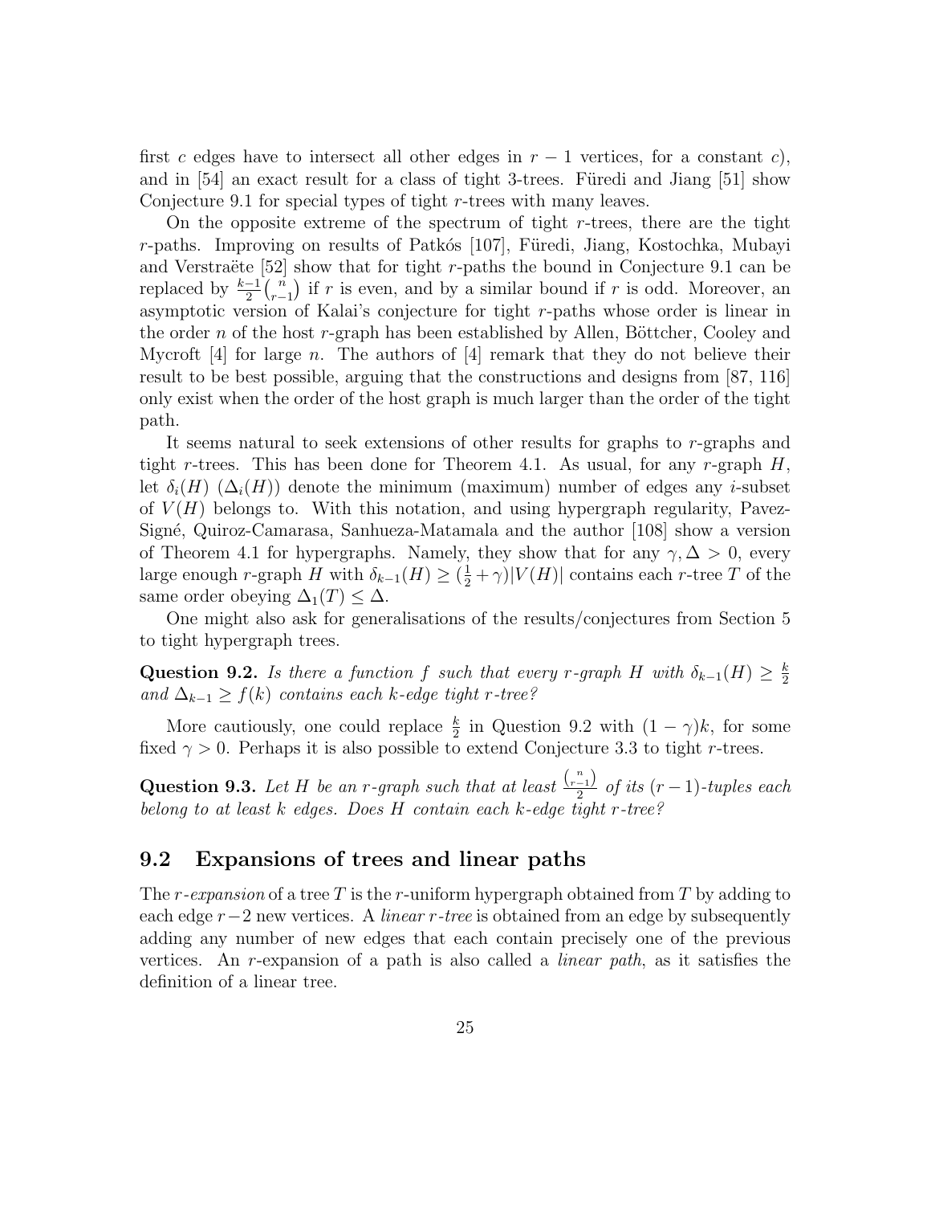first $c$ edges have to intersect all other edges in $r-1$ vertices, for a constant $c$), and in [54] an exact result for a class of tight 3-trees. Füredi and Jiang [51] show Conjecture 9.1 for special types of tight $r$-trees with many leaves.

On the opposite extreme of the spectrum of tight $r$-trees, there are the tight $r$-paths. Improving on results of Patkós [107], Füredi, Jiang, Kostochka, Mubayi and Verstraëte [52] show that for tight $r$-paths the bound in Conjecture 9.1 can be replaced by $\frac{k-1}{2}\binom{n}{r-1}$ if $r$ is even, and by a similar bound if $r$ is odd. Moreover, an asymptotic version of Kalai's conjecture for tight $r$-paths whose order is linear in the order $n$ of the host $r$-graph has been established by Allen, Böttcher, Cooley and Mycroft [4] for large $n$. The authors of [4] remark that they do not believe their result to be best possible, arguing that the constructions and designs from [87, 116] only exist when the order of the host graph is much larger than the order of the tight path.

It seems natural to seek extensions of other results for graphs to $r$-graphs and tight $r$-trees. This has been done for Theorem 4.1. As usual, for any $r$-graph $H$, let $\delta_i(H)$ ($\Delta_i(H)$) denote the minimum (maximum) number of edges any $i$-subset of $V(H)$ belongs to. With this notation, and using hypergraph regularity, Pavez-Signé, Quiroz-Camarasa, Sanhueza-Matamala and the author [108] show a version of Theorem 4.1 for hypergraphs. Namely, they show that for any $\gamma, \Delta > 0$, every large enough $r$-graph $H$ with $\delta_{k-1}(H) \geq (\frac{1}{2}+\gamma)|V(H)|$ contains each $r$-tree $T$ of the same order obeying $\Delta_1(T) \leq \Delta$.

One might also ask for generalisations of the results/conjectures from Section 5 to tight hypergraph trees.

**Question 9.2.** *Is there a function $f$ such that every $r$-graph $H$ with $\delta_{k-1}(H) \geq \frac{k}{2}$ and $\Delta_{k-1} \geq f(k)$ contains each $k$-edge tight $r$-tree?*

More cautiously, one could replace $\frac{k}{2}$ in Question 9.2 with $(1-\gamma)k$, for some fixed $\gamma > 0$. Perhaps it is also possible to extend Conjecture 3.3 to tight $r$-trees.

**Question 9.3.** *Let $H$ be an $r$-graph such that at least $\frac{\binom{n}{r-1}}{2}$ of its $(r-1)$-tuples each belong to at least $k$ edges. Does $H$ contain each $k$-edge tight $r$-tree?*

## 9.2 Expansions of trees and linear paths

The *$r$-expansion* of a tree $T$ is the $r$-uniform hypergraph obtained from $T$ by adding to each edge $r-2$ new vertices. A *linear $r$-tree* is obtained from an edge by subsequently adding any number of new edges that each contain precisely one of the previous vertices. An $r$-expansion of a path is also called a *linear path*, as it satisfies the definition of a linear tree.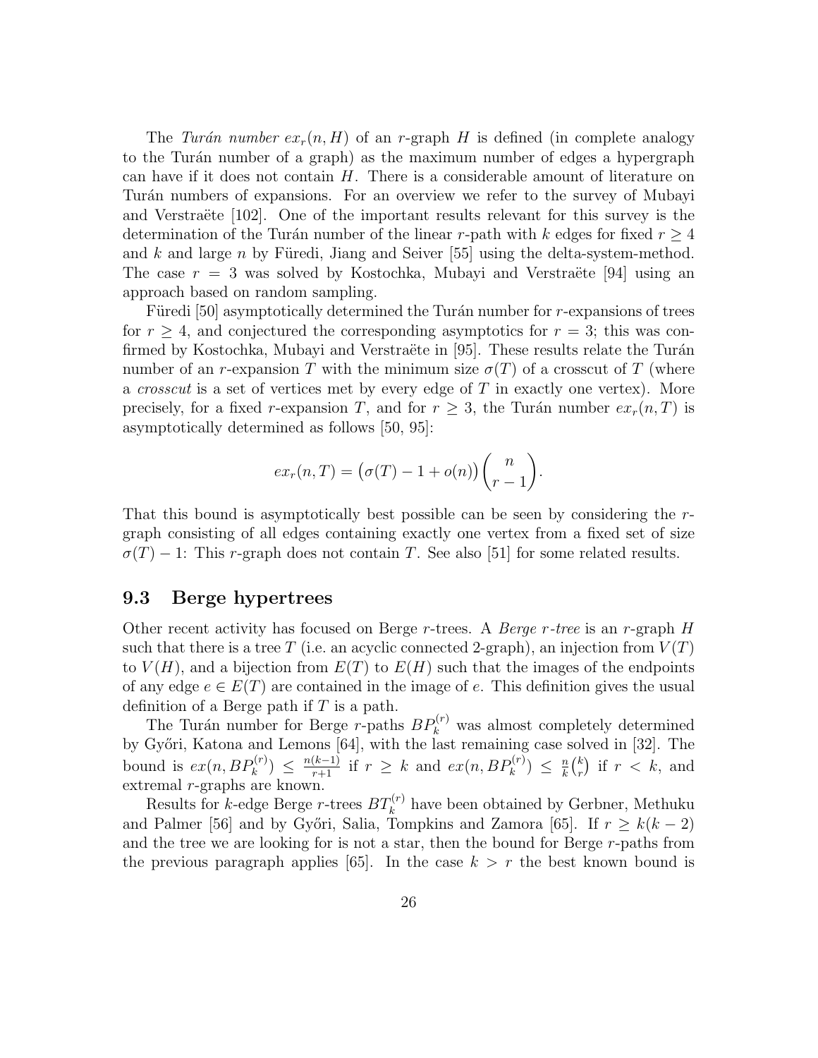The *Turán number* $ex_r(n, H)$ of an $r$-graph $H$ is defined (in complete analogy to the Turán number of a graph) as the maximum number of edges a hypergraph can have if it does not contain $H$. There is a considerable amount of literature on Turán numbers of expansions. For an overview we refer to the survey of Mubayi and Verstraëte [102]. One of the important results relevant for this survey is the determination of the Turán number of the linear $r$-path with $k$ edges for fixed $r \geq 4$ and $k$ and large $n$ by Füredi, Jiang and Seiver [55] using the delta-system-method. The case $r = 3$ was solved by Kostochka, Mubayi and Verstraëte [94] using an approach based on random sampling.

Füredi [50] asymptotically determined the Turán number for $r$-expansions of trees for $r \geq 4$, and conjectured the corresponding asymptotics for $r = 3$; this was confirmed by Kostochka, Mubayi and Verstraëte in [95]. These results relate the Turán number of an $r$-expansion $T$ with the minimum size $\sigma(T)$ of a crosscut of $T$ (where a *crosscut* is a set of vertices met by every edge of $T$ in exactly one vertex). More precisely, for a fixed $r$-expansion $T$, and for $r \geq 3$, the Turán number $ex_r(n, T)$ is asymptotically determined as follows [50, 95]:

$$ex_r(n, T) = \big(\sigma(T) - 1 + o(n)\big)\binom{n}{r-1}.$$

That this bound is asymptotically best possible can be seen by considering the $r$-graph consisting of all edges containing exactly one vertex from a fixed set of size $\sigma(T) - 1$: This $r$-graph does not contain $T$. See also [51] for some related results.

## 9.3 Berge hypertrees

Other recent activity has focused on Berge $r$-trees. A *Berge $r$-tree* is an $r$-graph $H$ such that there is a tree $T$ (i.e. an acyclic connected 2-graph), an injection from $V(T)$ to $V(H)$, and a bijection from $E(T)$ to $E(H)$ such that the images of the endpoints of any edge $e \in E(T)$ are contained in the image of $e$. This definition gives the usual definition of a Berge path if $T$ is a path.

The Turán number for Berge $r$-paths $BP_k^{(r)}$ was almost completely determined by Győri, Katona and Lemons [64], with the last remaining case solved in [32]. The bound is $ex(n, BP_k^{(r)}) \leq \frac{n(k-1)}{r+1}$ if $r \geq k$ and $ex(n, BP_k^{(r)}) \leq \frac{n}{k}\binom{k}{r}$ if $r < k$, and extremal $r$-graphs are known.

Results for $k$-edge Berge $r$-trees $BT_k^{(r)}$ have been obtained by Gerbner, Methuku and Palmer [56] and by Győri, Salia, Tompkins and Zamora [65]. If $r \geq k(k-2)$ and the tree we are looking for is not a star, then the bound for Berge $r$-paths from the previous paragraph applies [65]. In the case $k > r$ the best known bound is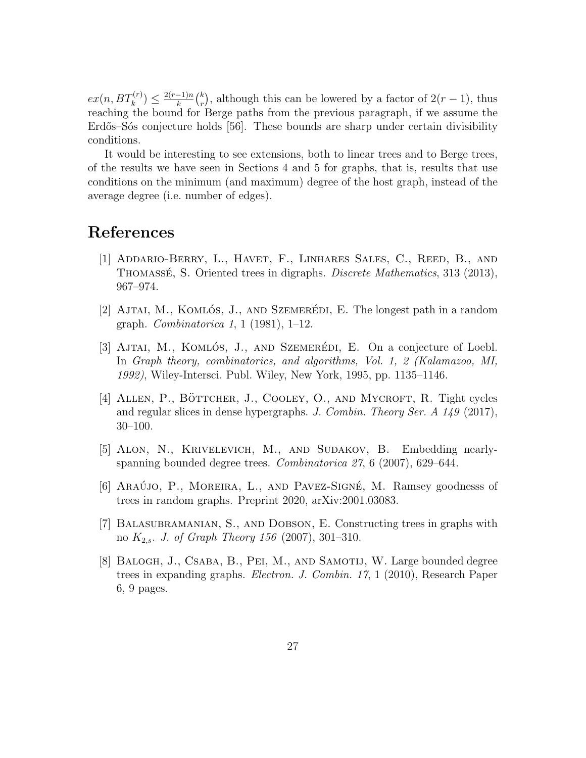$ex(n, BT_k^{(r)}) \leq \frac{2(r-1)n}{k}\binom{k}{r}$, although this can be lowered by a factor of $2(r-1)$, thus reaching the bound for Berge paths from the previous paragraph, if we assume the Erdős–Sós conjecture holds [56]. These bounds are sharp under certain divisibility conditions.

It would be interesting to see extensions, both to linear trees and to Berge trees, of the results we have seen in Sections 4 and 5 for graphs, that is, results that use conditions on the minimum (and maximum) degree of the host graph, instead of the average degree (i.e. number of edges).

# References

[1] Addario-Berry, L., Havet, F., Linhares Sales, C., Reed, B., and Thomassé, S. Oriented trees in digraphs. *Discrete Mathematics*, 313 (2013), 967–974.

[2] Ajtai, M., Komlós, J., and Szemerédi, E. The longest path in a random graph. *Combinatorica 1*, 1 (1981), 1–12.

[3] Ajtai, M., Komlós, J., and Szemerédi, E. On a conjecture of Loebl. In *Graph theory, combinatorics, and algorithms, Vol. 1, 2 (Kalamazoo, MI, 1992)*, Wiley-Intersci. Publ. Wiley, New York, 1995, pp. 1135–1146.

[4] Allen, P., Böttcher, J., Cooley, O., and Mycroft, R. Tight cycles and regular slices in dense hypergraphs. *J. Combin. Theory Ser. A 149* (2017), 30–100.

[5] Alon, N., Krivelevich, M., and Sudakov, B. Embedding nearly-spanning bounded degree trees. *Combinatorica 27*, 6 (2007), 629–644.

[6] Araújo, P., Moreira, L., and Pavez-Signé, M. Ramsey goodnesss of trees in random graphs. Preprint 2020, arXiv:2001.03083.

[7] Balasubramanian, S., and Dobson, E. Constructing trees in graphs with no $K_{2,s}$. *J. of Graph Theory 156* (2007), 301–310.

[8] Balogh, J., Csaba, B., Pei, M., and Samotij, W. Large bounded degree trees in expanding graphs. *Electron. J. Combin. 17*, 1 (2010), Research Paper 6, 9 pages.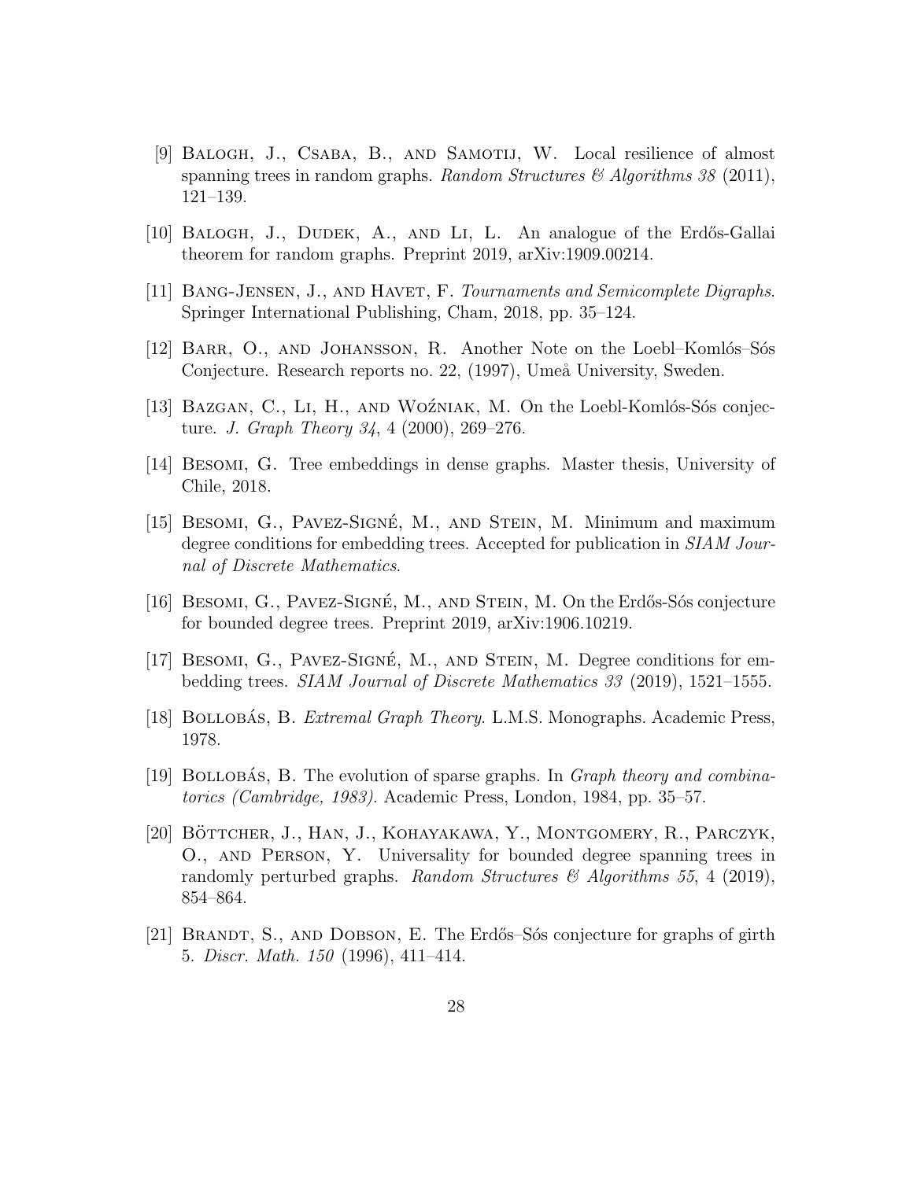[9] Balogh, J., Csaba, B., and Samotij, W. Local resilience of almost spanning trees in random graphs. *Random Structures & Algorithms 38* (2011), 121–139.

[10] Balogh, J., Dudek, A., and Li, L. An analogue of the Erdős-Gallai theorem for random graphs. Preprint 2019, arXiv:1909.00214.

[11] Bang-Jensen, J., and Havet, F. *Tournaments and Semicomplete Digraphs*. Springer International Publishing, Cham, 2018, pp. 35–124.

[12] Barr, O., and Johansson, R. Another Note on the Loebl–Komlós–Sós Conjecture. Research reports no. 22, (1997), Umeå University, Sweden.

[13] Bazgan, C., Li, H., and Woźniak, M. On the Loebl-Komlós-Sós conjecture. *J. Graph Theory 34*, 4 (2000), 269–276.

[14] Besomi, G. Tree embeddings in dense graphs. Master thesis, University of Chile, 2018.

[15] Besomi, G., Pavez-Signé, M., and Stein, M. Minimum and maximum degree conditions for embedding trees. Accepted for publication in *SIAM Journal of Discrete Mathematics*.

[16] Besomi, G., Pavez-Signé, M., and Stein, M. On the Erdős-Sós conjecture for bounded degree trees. Preprint 2019, arXiv:1906.10219.

[17] Besomi, G., Pavez-Signé, M., and Stein, M. Degree conditions for embedding trees. *SIAM Journal of Discrete Mathematics 33* (2019), 1521–1555.

[18] Bollobás, B. *Extremal Graph Theory*. L.M.S. Monographs. Academic Press, 1978.

[19] Bollobás, B. The evolution of sparse graphs. In *Graph theory and combinatorics (Cambridge, 1983)*. Academic Press, London, 1984, pp. 35–57.

[20] Böttcher, J., Han, J., Kohayakawa, Y., Montgomery, R., Parczyk, O., and Person, Y. Universality for bounded degree spanning trees in randomly perturbed graphs. *Random Structures & Algorithms 55*, 4 (2019), 854–864.

[21] Brandt, S., and Dobson, E. The Erdős–Sós conjecture for graphs of girth 5. *Discr. Math. 150* (1996), 411–414.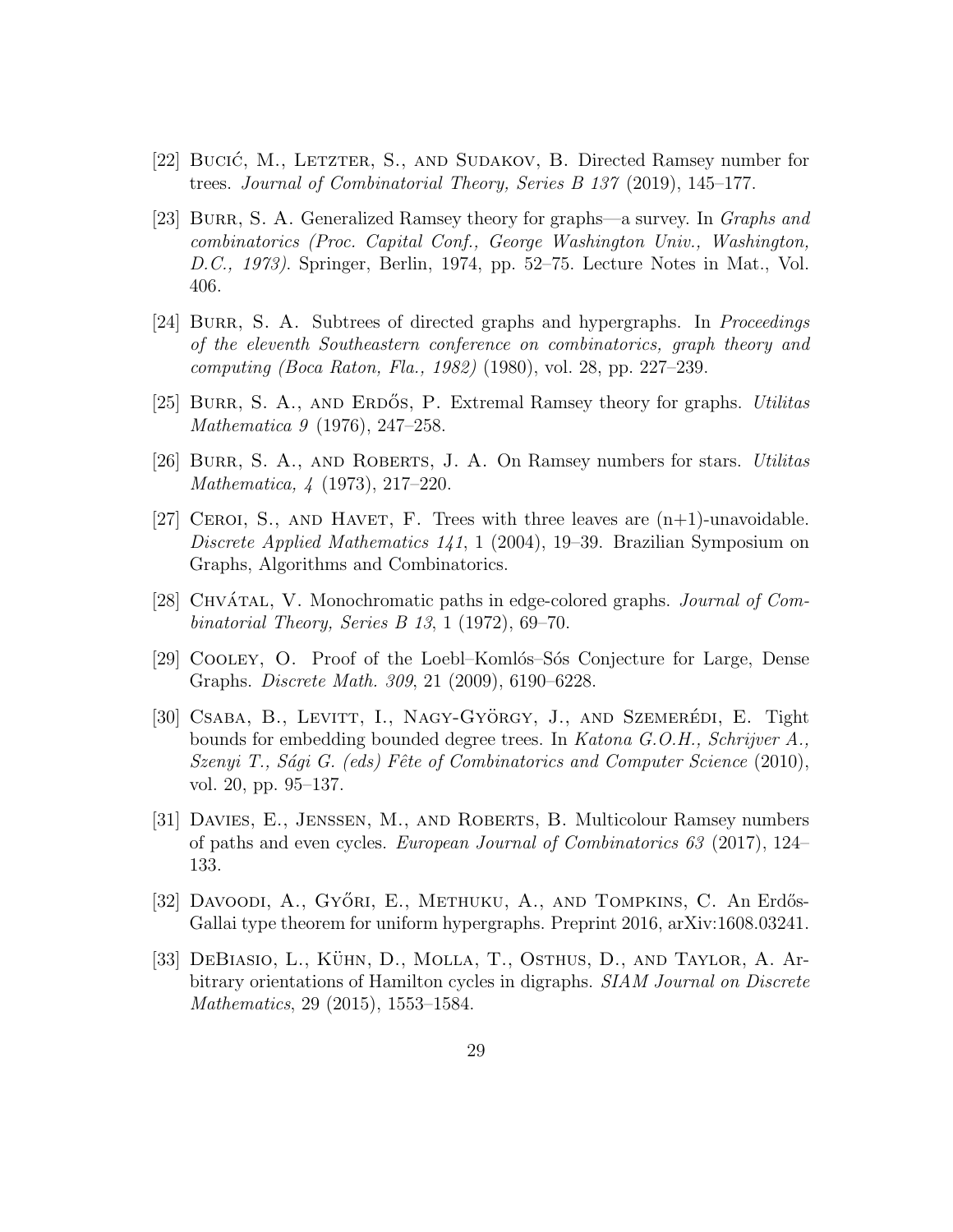[22] Bucić, M., Letzter, S., and Sudakov, B. Directed Ramsey number for trees. *Journal of Combinatorial Theory, Series B 137* (2019), 145–177.

[23] Burr, S. A. Generalized Ramsey theory for graphs—a survey. In *Graphs and combinatorics (Proc. Capital Conf., George Washington Univ., Washington, D.C., 1973)*. Springer, Berlin, 1974, pp. 52–75. Lecture Notes in Mat., Vol. 406.

[24] Burr, S. A. Subtrees of directed graphs and hypergraphs. In *Proceedings of the eleventh Southeastern conference on combinatorics, graph theory and computing (Boca Raton, Fla., 1982)* (1980), vol. 28, pp. 227–239.

[25] Burr, S. A., and Erdős, P. Extremal Ramsey theory for graphs. *Utilitas Mathematica 9* (1976), 247–258.

[26] Burr, S. A., and Roberts, J. A. On Ramsey numbers for stars. *Utilitas Mathematica, 4* (1973), 217–220.

[27] Ceroi, S., and Havet, F. Trees with three leaves are (n+1)-unavoidable. *Discrete Applied Mathematics 141*, 1 (2004), 19–39. Brazilian Symposium on Graphs, Algorithms and Combinatorics.

[28] Chvátal, V. Monochromatic paths in edge-colored graphs. *Journal of Combinatorial Theory, Series B 13*, 1 (1972), 69–70.

[29] Cooley, O. Proof of the Loebl–Komlós–Sós Conjecture for Large, Dense Graphs. *Discrete Math. 309*, 21 (2009), 6190–6228.

[30] Csaba, B., Levitt, I., Nagy-György, J., and Szemerédi, E. Tight bounds for embedding bounded degree trees. In *Katona G.O.H., Schrijver A., Szenyi T., Sági G. (eds) Fête of Combinatorics and Computer Science* (2010), vol. 20, pp. 95–137.

[31] Davies, E., Jenssen, M., and Roberts, B. Multicolour Ramsey numbers of paths and even cycles. *European Journal of Combinatorics 63* (2017), 124–133.

[32] Davoodi, A., Győri, E., Methuku, A., and Tompkins, C. An Erdős-Gallai type theorem for uniform hypergraphs. Preprint 2016, arXiv:1608.03241.

[33] DeBiasio, L., Kühn, D., Molla, T., Osthus, D., and Taylor, A. Arbitrary orientations of Hamilton cycles in digraphs. *SIAM Journal on Discrete Mathematics*, 29 (2015), 1553–1584.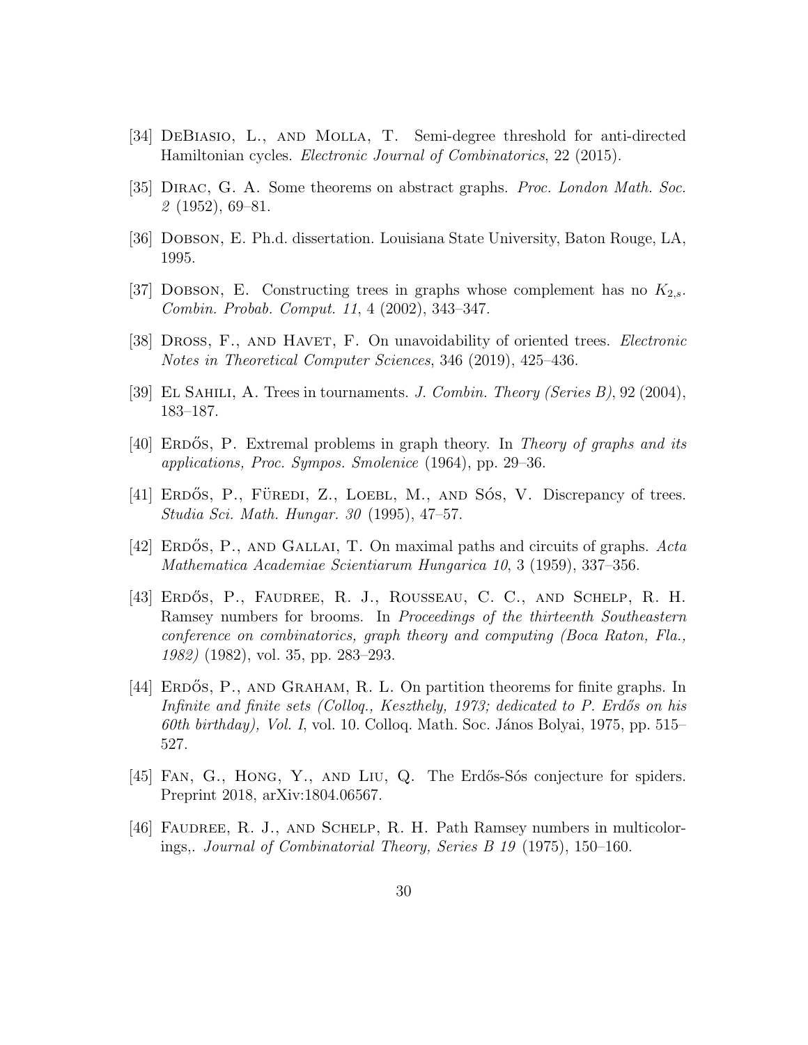[34] DeBiasio, L., and Molla, T. Semi-degree threshold for anti-directed Hamiltonian cycles. *Electronic Journal of Combinatorics*, 22 (2015).

[35] Dirac, G. A. Some theorems on abstract graphs. *Proc. London Math. Soc. 2* (1952), 69–81.

[36] Dobson, E. Ph.d. dissertation. Louisiana State University, Baton Rouge, LA, 1995.

[37] Dobson, E. Constructing trees in graphs whose complement has no $K_{2,s}$. *Combin. Probab. Comput. 11*, 4 (2002), 343–347.

[38] Dross, F., and Havet, F. On unavoidability of oriented trees. *Electronic Notes in Theoretical Computer Sciences*, 346 (2019), 425–436.

[39] El Sahili, A. Trees in tournaments. *J. Combin. Theory (Series B)*, 92 (2004), 183–187.

[40] Erdős, P. Extremal problems in graph theory. In *Theory of graphs and its applications, Proc. Sympos. Smolenice* (1964), pp. 29–36.

[41] Erdős, P., Füredi, Z., Loebl, M., and Sós, V. Discrepancy of trees. *Studia Sci. Math. Hungar. 30* (1995), 47–57.

[42] Erdős, P., and Gallai, T. On maximal paths and circuits of graphs. *Acta Mathematica Academiae Scientiarum Hungarica 10*, 3 (1959), 337–356.

[43] Erdős, P., Faudree, R. J., Rousseau, C. C., and Schelp, R. H. Ramsey numbers for brooms. In *Proceedings of the thirteenth Southeastern conference on combinatorics, graph theory and computing (Boca Raton, Fla., 1982)* (1982), vol. 35, pp. 283–293.

[44] Erdős, P., and Graham, R. L. On partition theorems for finite graphs. In *Infinite and finite sets (Colloq., Keszthely, 1973; dedicated to P. Erdős on his 60th birthday), Vol. I*, vol. 10. Colloq. Math. Soc. János Bolyai, 1975, pp. 515–527.

[45] Fan, G., Hong, Y., and Liu, Q. The Erdős-Sós conjecture for spiders. Preprint 2018, arXiv:1804.06567.

[46] Faudree, R. J., and Schelp, R. H. Path Ramsey numbers in multicolorings,. *Journal of Combinatorial Theory, Series B 19* (1975), 150–160.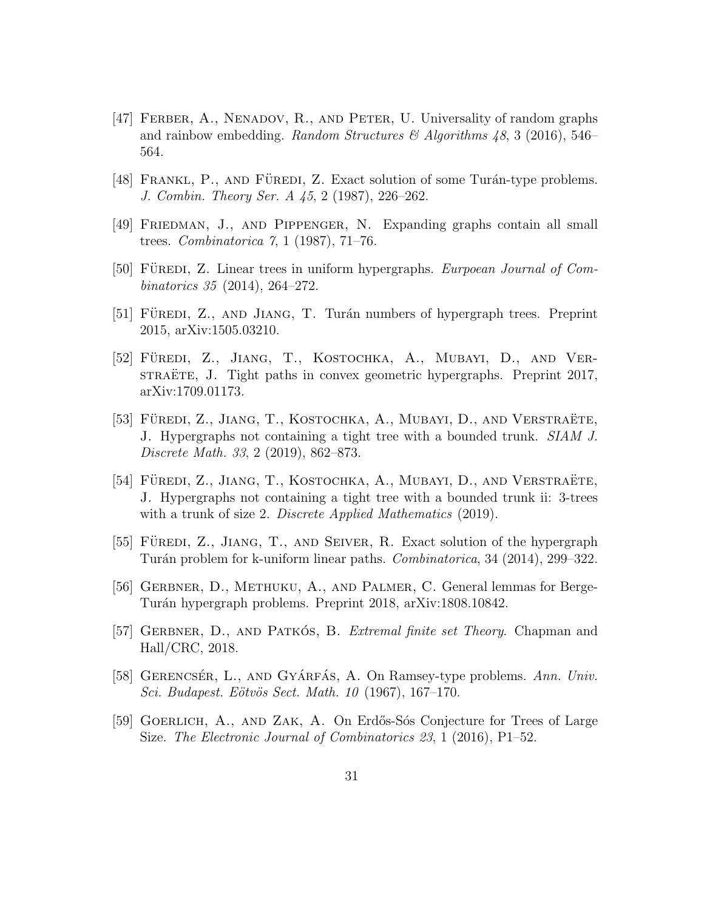[47] Ferber, A., Nenadov, R., and Peter, U. Universality of random graphs and rainbow embedding. *Random Structures & Algorithms 48*, 3 (2016), 546–564.

[48] Frankl, P., and Füredi, Z. Exact solution of some Turán-type problems. *J. Combin. Theory Ser. A 45*, 2 (1987), 226–262.

[49] Friedman, J., and Pippenger, N. Expanding graphs contain all small trees. *Combinatorica 7*, 1 (1987), 71–76.

[50] Füredi, Z. Linear trees in uniform hypergraphs. *Eurpoean Journal of Combinatorics 35* (2014), 264–272.

[51] Füredi, Z., and Jiang, T. Turán numbers of hypergraph trees. Preprint 2015, arXiv:1505.03210.

[52] Füredi, Z., Jiang, T., Kostochka, A., Mubayi, D., and Verstraëte, J. Tight paths in convex geometric hypergraphs. Preprint 2017, arXiv:1709.01173.

[53] Füredi, Z., Jiang, T., Kostochka, A., Mubayi, D., and Verstraëte, J. Hypergraphs not containing a tight tree with a bounded trunk. *SIAM J. Discrete Math. 33*, 2 (2019), 862–873.

[54] Füredi, Z., Jiang, T., Kostochka, A., Mubayi, D., and Verstraëte, J. Hypergraphs not containing a tight tree with a bounded trunk ii: 3-trees with a trunk of size 2. *Discrete Applied Mathematics* (2019).

[55] Füredi, Z., Jiang, T., and Seiver, R. Exact solution of the hypergraph Turán problem for k-uniform linear paths. *Combinatorica*, 34 (2014), 299–322.

[56] Gerbner, D., Methuku, A., and Palmer, C. General lemmas for Berge-Turán hypergraph problems. Preprint 2018, arXiv:1808.10842.

[57] Gerbner, D., and Patkós, B. *Extremal finite set Theory*. Chapman and Hall/CRC, 2018.

[58] Gerencsér, L., and Gyárfás, A. On Ramsey-type problems. *Ann. Univ. Sci. Budapest. Eötvös Sect. Math. 10* (1967), 167–170.

[59] Goerlich, A., and Zak, A. On Erdős-Sós Conjecture for Trees of Large Size. *The Electronic Journal of Combinatorics 23*, 1 (2016), P1–52.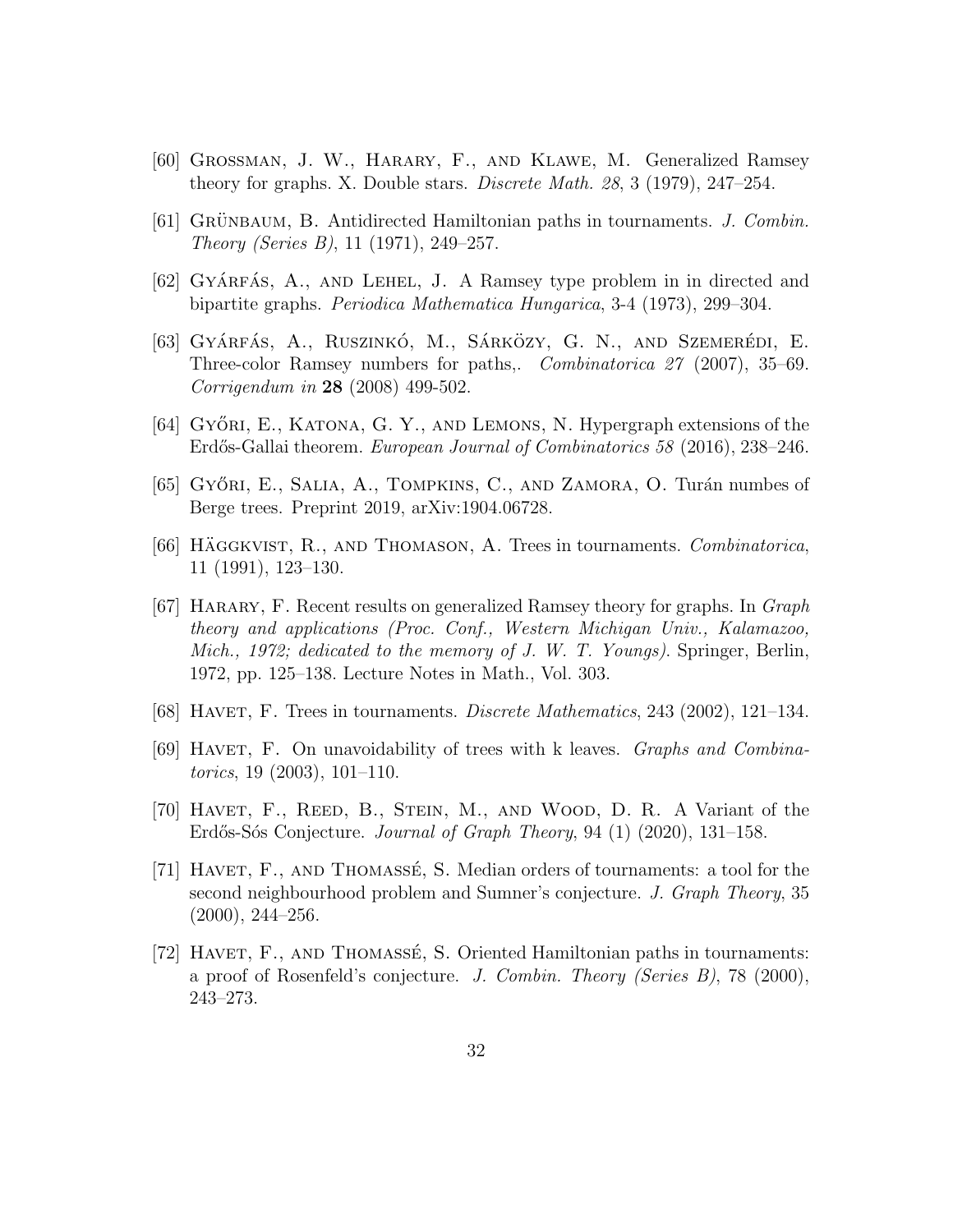[60] Grossman, J. W., Harary, F., and Klawe, M. Generalized Ramsey theory for graphs. X. Double stars. *Discrete Math. 28*, 3 (1979), 247–254.

[61] Grünbaum, B. Antidirected Hamiltonian paths in tournaments. *J. Combin. Theory (Series B)*, 11 (1971), 249–257.

[62] Gyárfás, A., and Lehel, J. A Ramsey type problem in in directed and bipartite graphs. *Periodica Mathematica Hungarica*, 3-4 (1973), 299–304.

[63] Gyárfás, A., Ruszinkó, M., Sárközy, G. N., and Szemerédi, E. Three-color Ramsey numbers for paths,. *Combinatorica 27* (2007), 35–69. *Corrigendum in* **28** (2008) 499-502.

[64] Győri, E., Katona, G. Y., and Lemons, N. Hypergraph extensions of the Erdős-Gallai theorem. *European Journal of Combinatorics 58* (2016), 238–246.

[65] Győri, E., Salia, A., Tompkins, C., and Zamora, O. Turán numbes of Berge trees. Preprint 2019, arXiv:1904.06728.

[66] Häggkvist, R., and Thomason, A. Trees in tournaments. *Combinatorica*, 11 (1991), 123–130.

[67] Harary, F. Recent results on generalized Ramsey theory for graphs. In *Graph theory and applications (Proc. Conf., Western Michigan Univ., Kalamazoo, Mich., 1972; dedicated to the memory of J. W. T. Youngs)*. Springer, Berlin, 1972, pp. 125–138. Lecture Notes in Math., Vol. 303.

[68] Havet, F. Trees in tournaments. *Discrete Mathematics*, 243 (2002), 121–134.

[69] Havet, F. On unavoidability of trees with k leaves. *Graphs and Combinatorics*, 19 (2003), 101–110.

[70] Havet, F., Reed, B., Stein, M., and Wood, D. R. A Variant of the Erdős-Sós Conjecture. *Journal of Graph Theory*, 94 (1) (2020), 131–158.

[71] Havet, F., and Thomassé, S. Median orders of tournaments: a tool for the second neighbourhood problem and Sumner's conjecture. *J. Graph Theory*, 35 (2000), 244–256.

[72] Havet, F., and Thomassé, S. Oriented Hamiltonian paths in tournaments: a proof of Rosenfeld's conjecture. *J. Combin. Theory (Series B)*, 78 (2000), 243–273.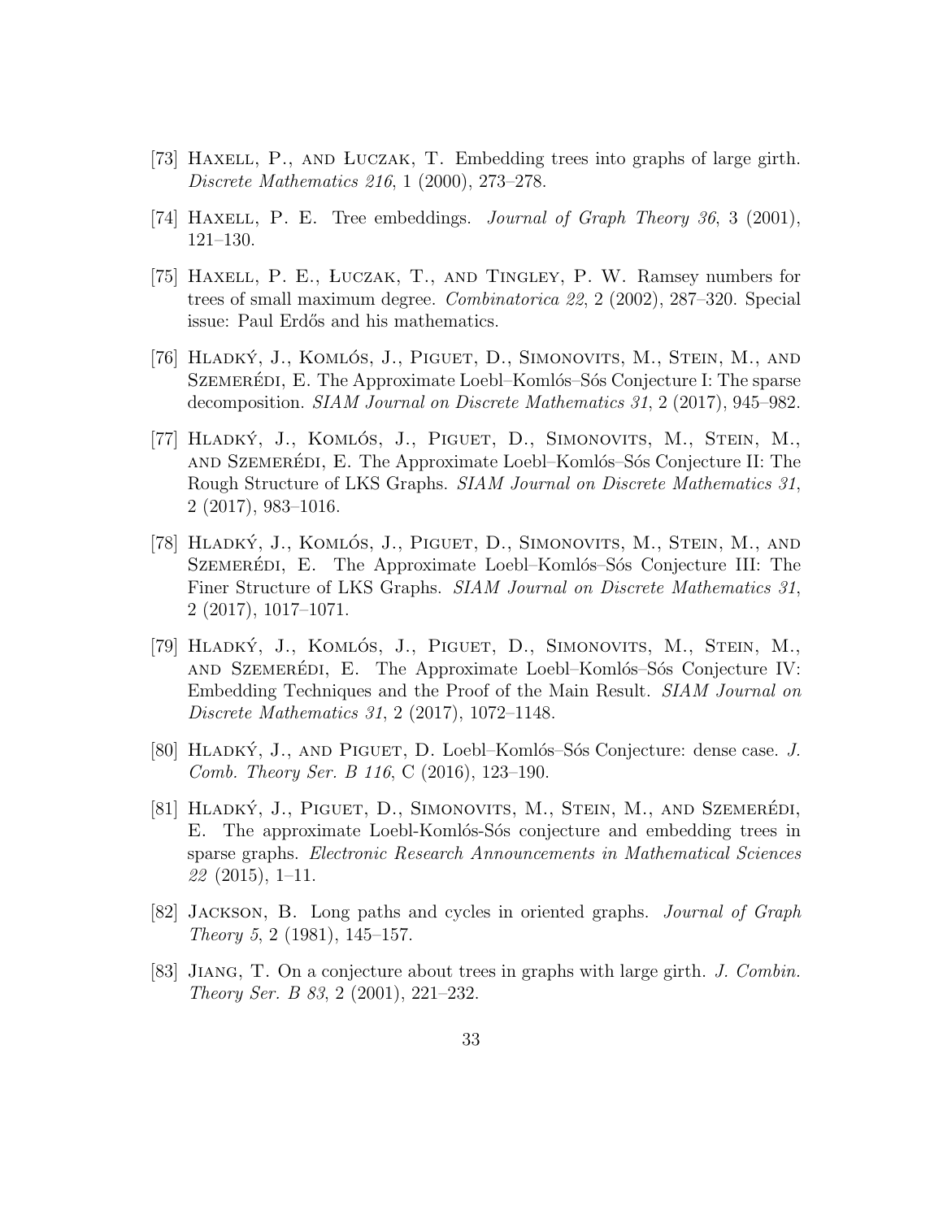[73] Haxell, P., and Łuczak, T. Embedding trees into graphs of large girth. *Discrete Mathematics 216*, 1 (2000), 273–278.

[74] Haxell, P. E. Tree embeddings. *Journal of Graph Theory 36*, 3 (2001), 121–130.

[75] Haxell, P. E., Łuczak, T., and Tingley, P. W. Ramsey numbers for trees of small maximum degree. *Combinatorica 22*, 2 (2002), 287–320. Special issue: Paul Erdős and his mathematics.

[76] Hladký, J., Komlós, J., Piguet, D., Simonovits, M., Stein, M., and Szemerédi, E. The Approximate Loebl–Komlós–Sós Conjecture I: The sparse decomposition. *SIAM Journal on Discrete Mathematics 31*, 2 (2017), 945–982.

[77] Hladký, J., Komlós, J., Piguet, D., Simonovits, M., Stein, M., and Szemerédi, E. The Approximate Loebl–Komlós–Sós Conjecture II: The Rough Structure of LKS Graphs. *SIAM Journal on Discrete Mathematics 31*, 2 (2017), 983–1016.

[78] Hladký, J., Komlós, J., Piguet, D., Simonovits, M., Stein, M., and Szemerédi, E. The Approximate Loebl–Komlós–Sós Conjecture III: The Finer Structure of LKS Graphs. *SIAM Journal on Discrete Mathematics 31*, 2 (2017), 1017–1071.

[79] Hladký, J., Komlós, J., Piguet, D., Simonovits, M., Stein, M., and Szemerédi, E. The Approximate Loebl–Komlós–Sós Conjecture IV: Embedding Techniques and the Proof of the Main Result. *SIAM Journal on Discrete Mathematics 31*, 2 (2017), 1072–1148.

[80] Hladký, J., and Piguet, D. Loebl–Komlós–Sós Conjecture: dense case. *J. Comb. Theory Ser. B 116*, C (2016), 123–190.

[81] Hladký, J., Piguet, D., Simonovits, M., Stein, M., and Szemerédi, E. The approximate Loebl-Komlós-Sós conjecture and embedding trees in sparse graphs. *Electronic Research Announcements in Mathematical Sciences 22* (2015), 1–11.

[82] Jackson, B. Long paths and cycles in oriented graphs. *Journal of Graph Theory 5*, 2 (1981), 145–157.

[83] Jiang, T. On a conjecture about trees in graphs with large girth. *J. Combin. Theory Ser. B 83*, 2 (2001), 221–232.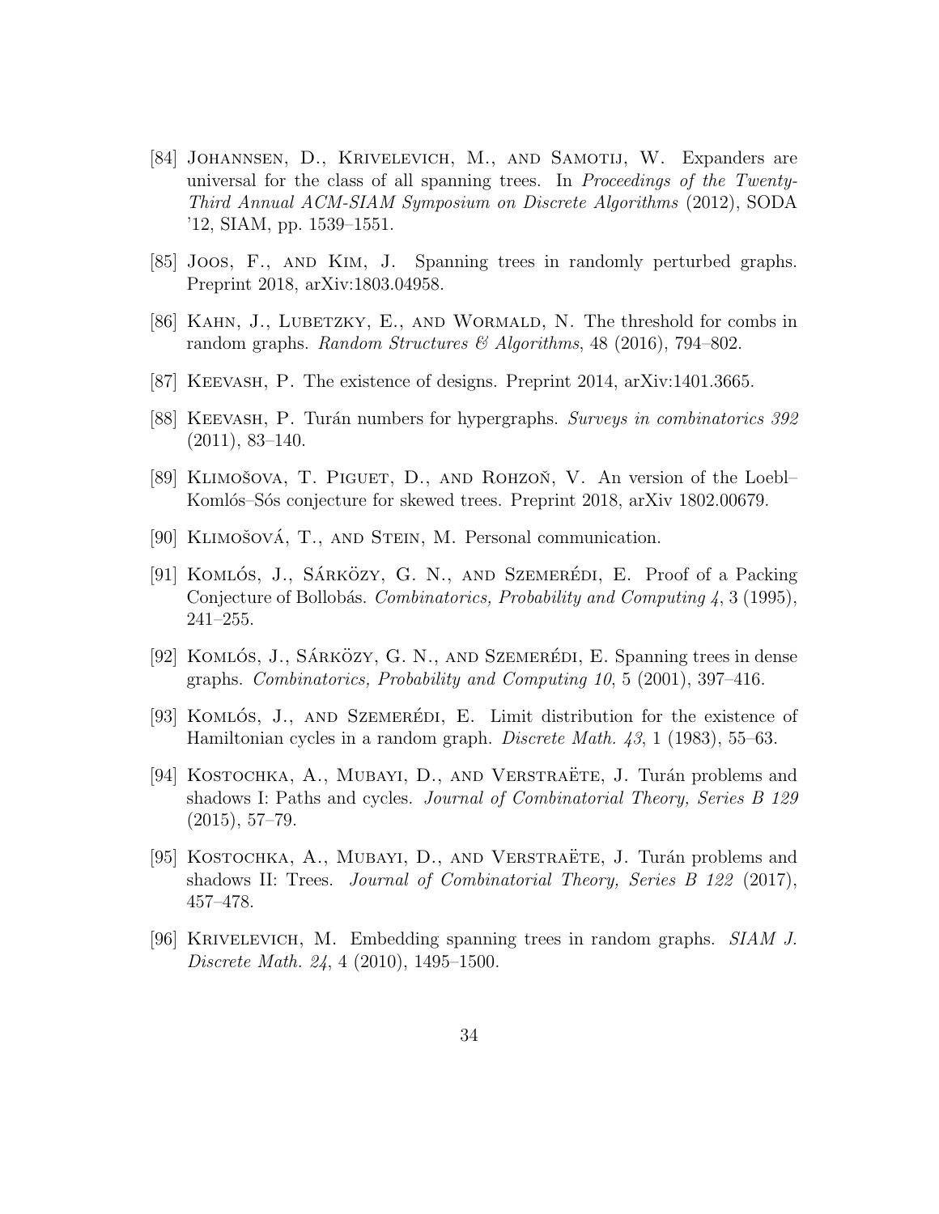[84] Johannsen, D., Krivelevich, M., and Samotij, W. Expanders are universal for the class of all spanning trees. In *Proceedings of the Twenty-Third Annual ACM-SIAM Symposium on Discrete Algorithms* (2012), SODA '12, SIAM, pp. 1539–1551.

[85] Joos, F., and Kim, J. Spanning trees in randomly perturbed graphs. Preprint 2018, arXiv:1803.04958.

[86] Kahn, J., Lubetzky, E., and Wormald, N. The threshold for combs in random graphs. *Random Structures & Algorithms*, 48 (2016), 794–802.

[87] Keevash, P. The existence of designs. Preprint 2014, arXiv:1401.3665.

[88] Keevash, P. Turán numbers for hypergraphs. *Surveys in combinatorics 392* (2011), 83–140.

[89] Klimošova, T. Piguet, D., and Rohzoň, V. An version of the Loebl–Komlós–Sós conjecture for skewed trees. Preprint 2018, arXiv 1802.00679.

[90] Klimošová, T., and Stein, M. Personal communication.

[91] Komlós, J., Sárközy, G. N., and Szemerédi, E. Proof of a Packing Conjecture of Bollobás. *Combinatorics, Probability and Computing 4*, 3 (1995), 241–255.

[92] Komlós, J., Sárközy, G. N., and Szemerédi, E. Spanning trees in dense graphs. *Combinatorics, Probability and Computing 10*, 5 (2001), 397–416.

[93] Komlós, J., and Szemerédi, E. Limit distribution for the existence of Hamiltonian cycles in a random graph. *Discrete Math. 43*, 1 (1983), 55–63.

[94] Kostochka, A., Mubayi, D., and Verstraëte, J. Turán problems and shadows I: Paths and cycles. *Journal of Combinatorial Theory, Series B 129* (2015), 57–79.

[95] Kostochka, A., Mubayi, D., and Verstraëte, J. Turán problems and shadows II: Trees. *Journal of Combinatorial Theory, Series B 122* (2017), 457–478.

[96] Krivelevich, M. Embedding spanning trees in random graphs. *SIAM J. Discrete Math. 24*, 4 (2010), 1495–1500.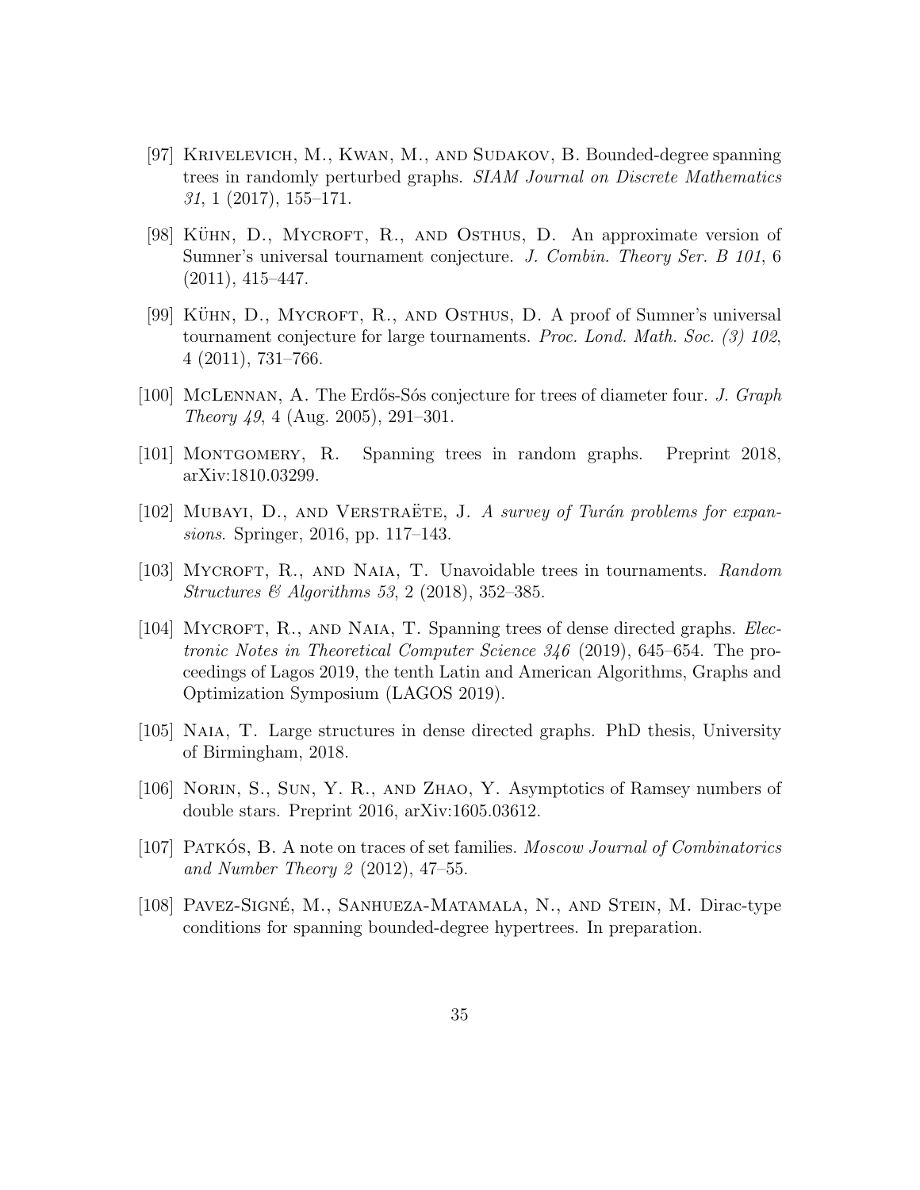[97] Krivelevich, M., Kwan, M., and Sudakov, B. Bounded-degree spanning trees in randomly perturbed graphs. *SIAM Journal on Discrete Mathematics 31*, 1 (2017), 155–171.

[98] Kühn, D., Mycroft, R., and Osthus, D. An approximate version of Sumner's universal tournament conjecture. *J. Combin. Theory Ser. B 101*, 6 (2011), 415–447.

[99] Kühn, D., Mycroft, R., and Osthus, D. A proof of Sumner's universal tournament conjecture for large tournaments. *Proc. Lond. Math. Soc. (3) 102*, 4 (2011), 731–766.

[100] McLennan, A. The Erdős-Sós conjecture for trees of diameter four. *J. Graph Theory 49*, 4 (Aug. 2005), 291–301.

[101] Montgomery, R. Spanning trees in random graphs. Preprint 2018, arXiv:1810.03299.

[102] Mubayi, D., and Verstraëte, J. *A survey of Turán problems for expansions*. Springer, 2016, pp. 117–143.

[103] Mycroft, R., and Naia, T. Unavoidable trees in tournaments. *Random Structures & Algorithms 53*, 2 (2018), 352–385.

[104] Mycroft, R., and Naia, T. Spanning trees of dense directed graphs. *Electronic Notes in Theoretical Computer Science 346* (2019), 645–654. The proceedings of Lagos 2019, the tenth Latin and American Algorithms, Graphs and Optimization Symposium (LAGOS 2019).

[105] Naia, T. Large structures in dense directed graphs. PhD thesis, University of Birmingham, 2018.

[106] Norin, S., Sun, Y. R., and Zhao, Y. Asymptotics of Ramsey numbers of double stars. Preprint 2016, arXiv:1605.03612.

[107] Patkós, B. A note on traces of set families. *Moscow Journal of Combinatorics and Number Theory 2* (2012), 47–55.

[108] Pavez-Signé, M., Sanhueza-Matamala, N., and Stein, M. Dirac-type conditions for spanning bounded-degree hypertrees. In preparation.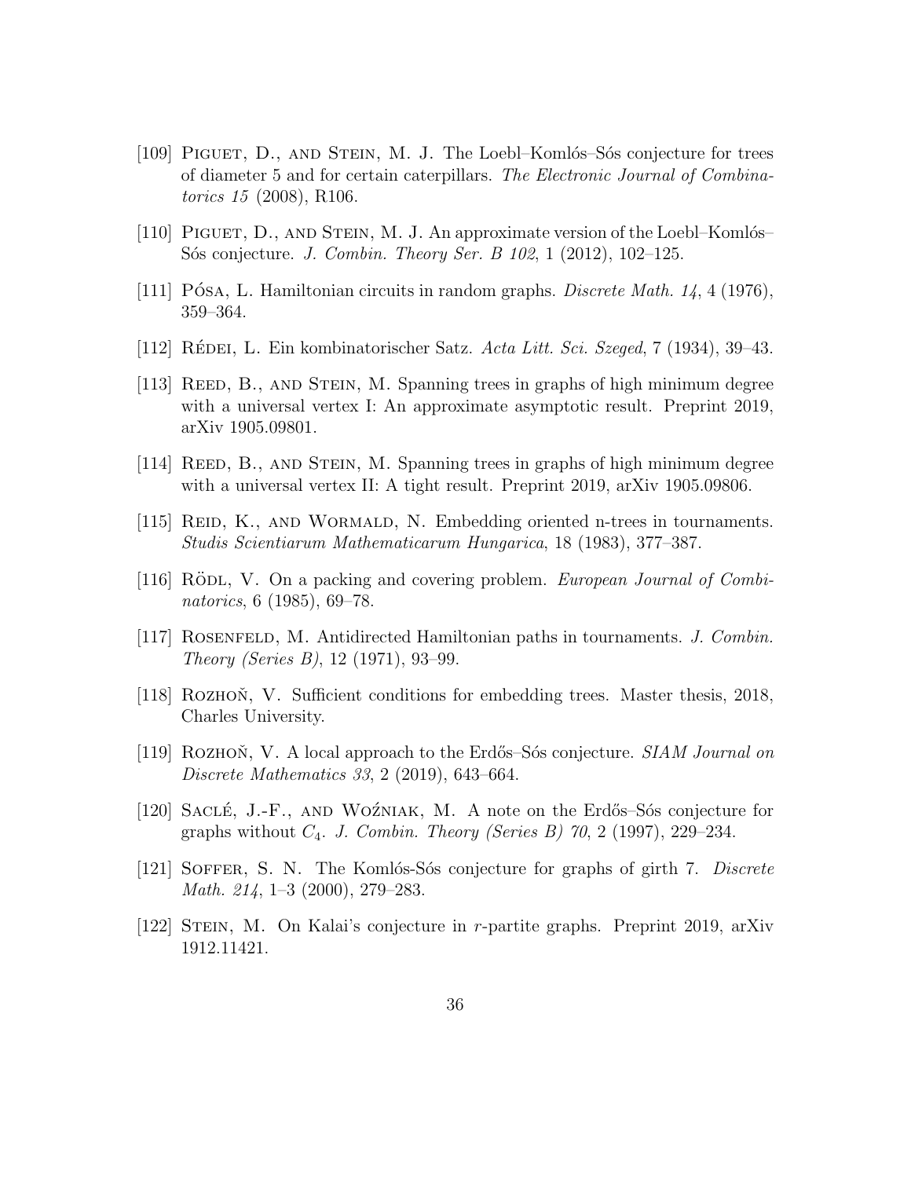[109] Piguet, D., and Stein, M. J. The Loebl–Komlós–Sós conjecture for trees of diameter 5 and for certain caterpillars. *The Electronic Journal of Combinatorics 15* (2008), R106.

[110] Piguet, D., and Stein, M. J. An approximate version of the Loebl–Komlós–Sós conjecture. *J. Combin. Theory Ser. B 102*, 1 (2012), 102–125.

[111] Pósa, L. Hamiltonian circuits in random graphs. *Discrete Math. 14*, 4 (1976), 359–364.

[112] Rédei, L. Ein kombinatorischer Satz. *Acta Litt. Sci. Szeged*, 7 (1934), 39–43.

[113] Reed, B., and Stein, M. Spanning trees in graphs of high minimum degree with a universal vertex I: An approximate asymptotic result. Preprint 2019, arXiv 1905.09801.

[114] Reed, B., and Stein, M. Spanning trees in graphs of high minimum degree with a universal vertex II: A tight result. Preprint 2019, arXiv 1905.09806.

[115] Reid, K., and Wormald, N. Embedding oriented n-trees in tournaments. *Studis Scientiarum Mathematicarum Hungarica*, 18 (1983), 377–387.

[116] Rödl, V. On a packing and covering problem. *European Journal of Combinatorics*, 6 (1985), 69–78.

[117] Rosenfeld, M. Antidirected Hamiltonian paths in tournaments. *J. Combin. Theory (Series B)*, 12 (1971), 93–99.

[118] Rozhoň, V. Sufficient conditions for embedding trees. Master thesis, 2018, Charles University.

[119] Rozhoň, V. A local approach to the Erdős–Sós conjecture. *SIAM Journal on Discrete Mathematics 33*, 2 (2019), 643–664.

[120] Saclé, J.-F., and Woźniak, M. A note on the Erdős–Sós conjecture for graphs without $C_4$. *J. Combin. Theory (Series B) 70*, 2 (1997), 229–234.

[121] Soffer, S. N. The Komlós-Sós conjecture for graphs of girth 7. *Discrete Math. 214*, 1–3 (2000), 279–283.

[122] Stein, M. On Kalai's conjecture in $r$-partite graphs. Preprint 2019, arXiv 1912.11421.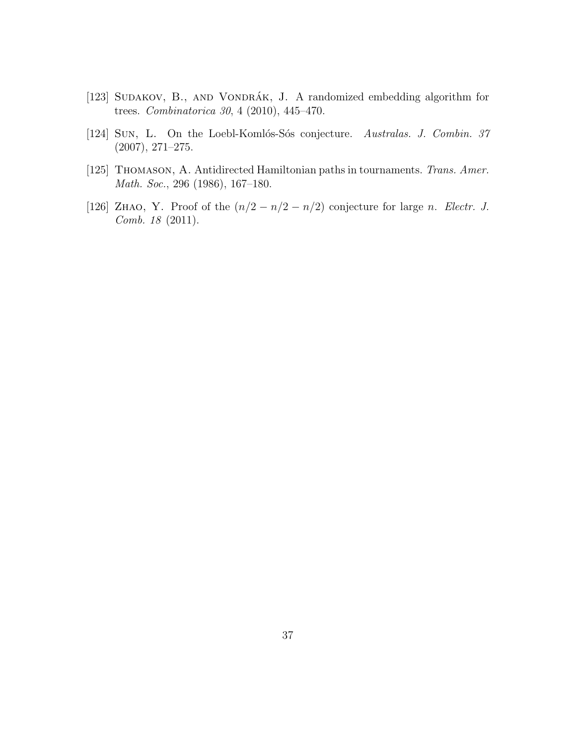[123] Sudakov, B., and Vondrák, J. A randomized embedding algorithm for trees. *Combinatorica 30*, 4 (2010), 445–470.

[124] Sun, L. On the Loebl-Komlós-Sós conjecture. *Australas. J. Combin. 37* (2007), 271–275.

[125] Thomason, A. Antidirected Hamiltonian paths in tournaments. *Trans. Amer. Math. Soc.*, 296 (1986), 167–180.

[126] Zhao, Y. Proof of the $(n/2 - n/2 - n/2)$ conjecture for large $n$. *Electr. J. Comb. 18* (2011).